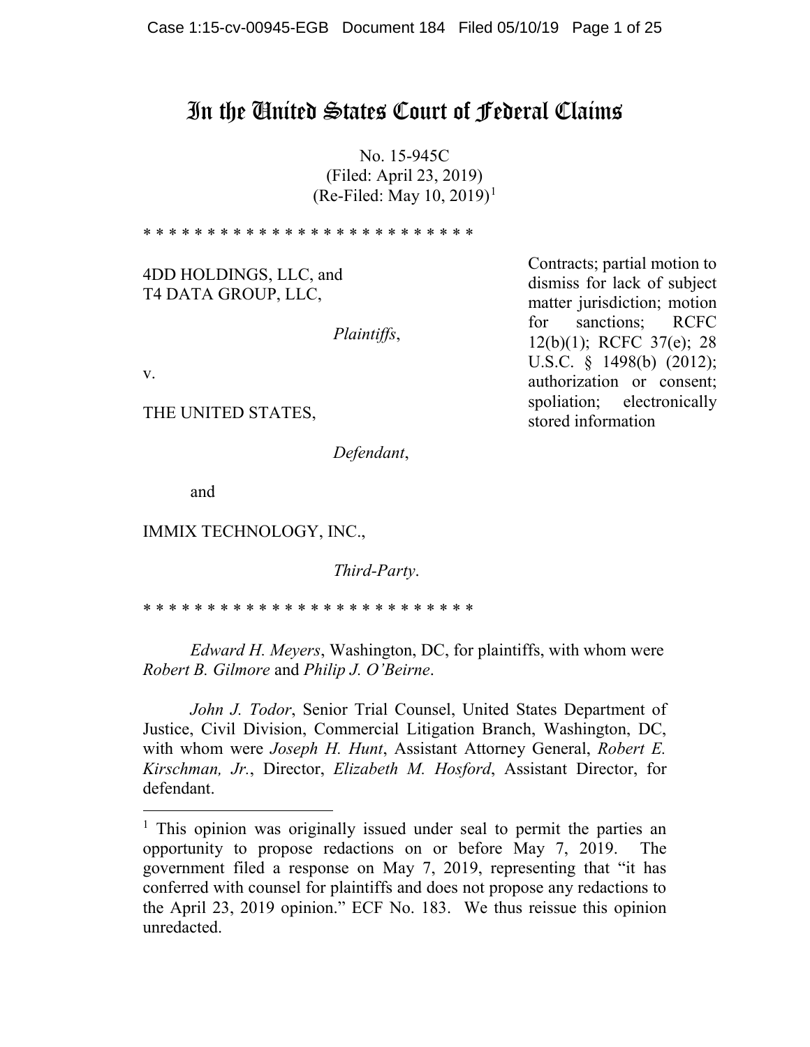# In the United States Court of Federal Claims

No. 15-945C
(Filed: April 23, 2019)
(Re-Filed: May 10, 2019)[1]

* * * * * * * * * * * * * * * * * * * * * * * * * *

4DD HOLDINGS, LLC, and
T4 DATA GROUP, LLC,

*Plaintiffs*,

v.

THE UNITED STATES,

*Defendant*,

and

IMMIX TECHNOLOGY, INC.,

*Third-Party*.

* * * * * * * * * * * * * * * * * * * * * * * * * *

Contracts; partial motion to dismiss for lack of subject matter jurisdiction; motion for sanctions; RCFC 12(b)(1); RCFC 37(e); 28 U.S.C. § 1498(b) (2012); authorization or consent; spoliation; electronically stored information

*Edward H. Meyers*, Washington, DC, for plaintiffs, with whom were *Robert B. Gilmore* and *Philip J. O'Beirne*.

*John J. Todor*, Senior Trial Counsel, United States Department of Justice, Civil Division, Commercial Litigation Branch, Washington, DC, with whom were *Joseph H. Hunt*, Assistant Attorney General, *Robert E. Kirschman, Jr.*, Director, *Elizabeth M. Hosford*, Assistant Director, for defendant.

---

[1] This opinion was originally issued under seal to permit the parties an opportunity to propose redactions on or before May 7, 2019. The government filed a response on May 7, 2019, representing that "it has conferred with counsel for plaintiffs and does not propose any redactions to the April 23, 2019 opinion." ECF No. 183. We thus reissue this opinion unredacted.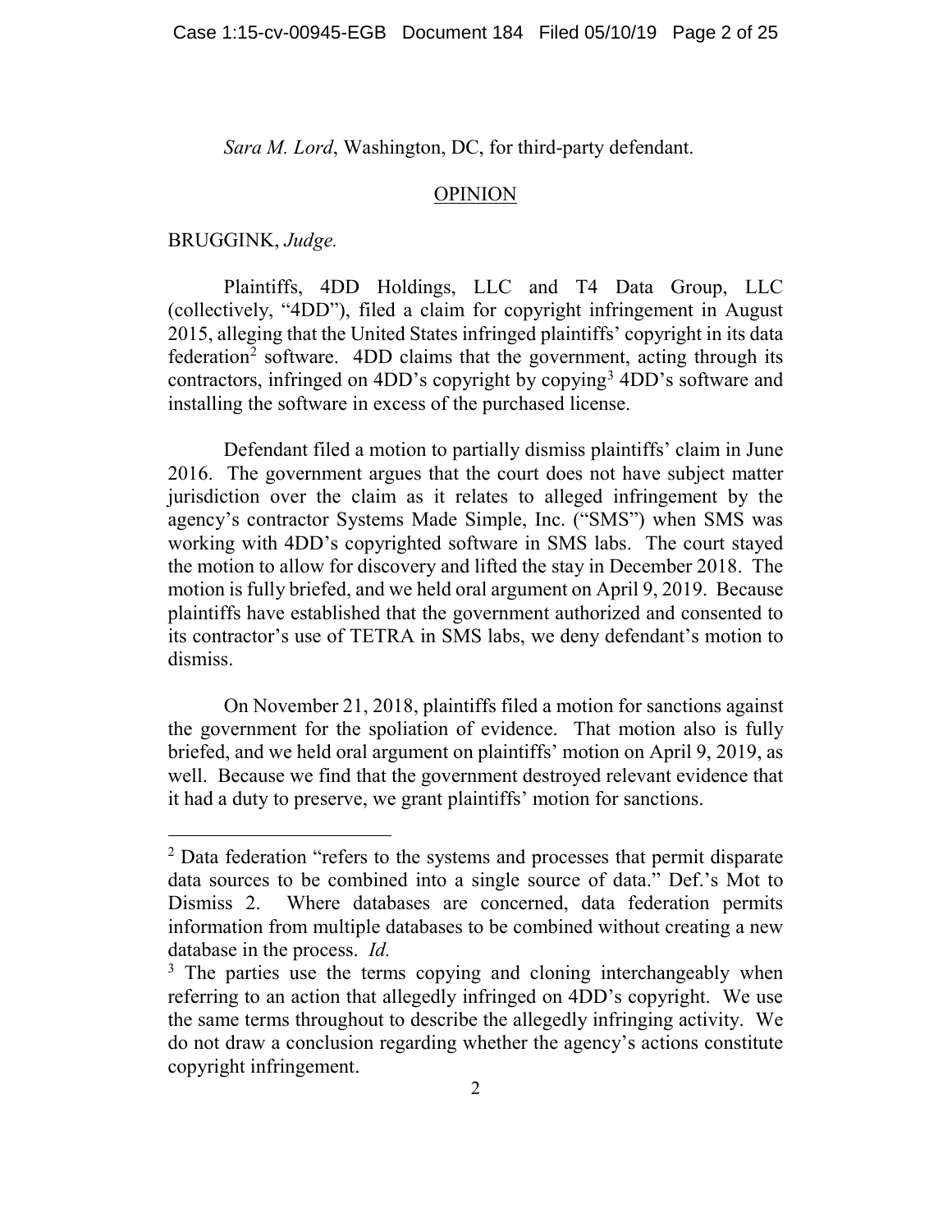*Sara M. Lord*, Washington, DC, for third-party defendant.

## OPINION

BRUGGINK, *Judge.*

Plaintiffs, 4DD Holdings, LLC and T4 Data Group, LLC (collectively, "4DD"), filed a claim for copyright infringement in August 2015, alleging that the United States infringed plaintiffs' copyright in its data federation[2] software. 4DD claims that the government, acting through its contractors, infringed on 4DD's copyright by copying[3] 4DD's software and installing the software in excess of the purchased license.

Defendant filed a motion to partially dismiss plaintiffs' claim in June 2016. The government argues that the court does not have subject matter jurisdiction over the claim as it relates to alleged infringement by the agency's contractor Systems Made Simple, Inc. ("SMS") when SMS was working with 4DD's copyrighted software in SMS labs. The court stayed the motion to allow for discovery and lifted the stay in December 2018. The motion is fully briefed, and we held oral argument on April 9, 2019. Because plaintiffs have established that the government authorized and consented to its contractor's use of TETRA in SMS labs, we deny defendant's motion to dismiss.

On November 21, 2018, plaintiffs filed a motion for sanctions against the government for the spoliation of evidence. That motion also is fully briefed, and we held oral argument on plaintiffs' motion on April 9, 2019, as well. Because we find that the government destroyed relevant evidence that it had a duty to preserve, we grant plaintiffs' motion for sanctions.

---

[2] Data federation "refers to the systems and processes that permit disparate data sources to be combined into a single source of data." Def.'s Mot to Dismiss 2. Where databases are concerned, data federation permits information from multiple databases to be combined without creating a new database in the process. *Id.*

[3] The parties use the terms copying and cloning interchangeably when referring to an action that allegedly infringed on 4DD's copyright. We use the same terms throughout to describe the allegedly infringing activity. We do not draw a conclusion regarding whether the agency's actions constitute copyright infringement.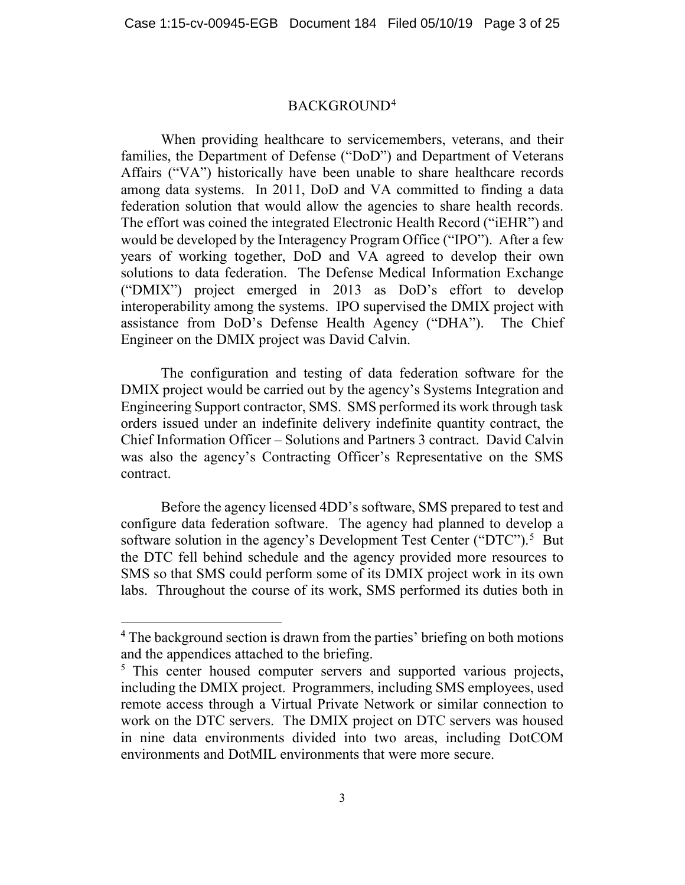# BACKGROUND[4]

When providing healthcare to servicemembers, veterans, and their families, the Department of Defense ("DoD") and Department of Veterans Affairs ("VA") historically have been unable to share healthcare records among data systems. In 2011, DoD and VA committed to finding a data federation solution that would allow the agencies to share health records. The effort was coined the integrated Electronic Health Record ("iEHR") and would be developed by the Interagency Program Office ("IPO"). After a few years of working together, DoD and VA agreed to develop their own solutions to data federation. The Defense Medical Information Exchange ("DMIX") project emerged in 2013 as DoD's effort to develop interoperability among the systems. IPO supervised the DMIX project with assistance from DoD's Defense Health Agency ("DHA"). The Chief Engineer on the DMIX project was David Calvin.

The configuration and testing of data federation software for the DMIX project would be carried out by the agency's Systems Integration and Engineering Support contractor, SMS. SMS performed its work through task orders issued under an indefinite delivery indefinite quantity contract, the Chief Information Officer – Solutions and Partners 3 contract. David Calvin was also the agency's Contracting Officer's Representative on the SMS contract.

Before the agency licensed 4DD's software, SMS prepared to test and configure data federation software. The agency had planned to develop a software solution in the agency's Development Test Center ("DTC").[5] But the DTC fell behind schedule and the agency provided more resources to SMS so that SMS could perform some of its DMIX project work in its own labs. Throughout the course of its work, SMS performed its duties both in

---

[4] The background section is drawn from the parties' briefing on both motions and the appendices attached to the briefing.

[5] This center housed computer servers and supported various projects, including the DMIX project. Programmers, including SMS employees, used remote access through a Virtual Private Network or similar connection to work on the DTC servers. The DMIX project on DTC servers was housed in nine data environments divided into two areas, including DotCOM environments and DotMIL environments that were more secure.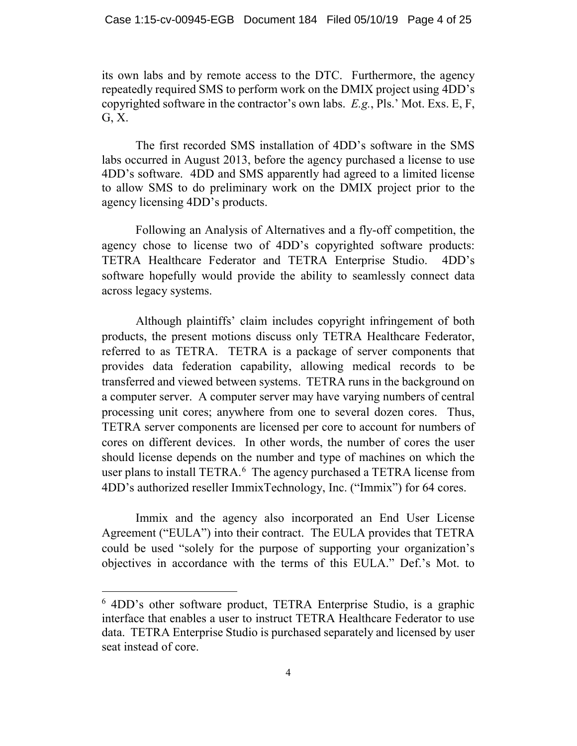its own labs and by remote access to the DTC. Furthermore, the agency repeatedly required SMS to perform work on the DMIX project using 4DD's copyrighted software in the contractor's own labs. *E.g.*, Pls.' Mot. Exs. E, F, G, X.

The first recorded SMS installation of 4DD's software in the SMS labs occurred in August 2013, before the agency purchased a license to use 4DD's software. 4DD and SMS apparently had agreed to a limited license to allow SMS to do preliminary work on the DMIX project prior to the agency licensing 4DD's products.

Following an Analysis of Alternatives and a fly-off competition, the agency chose to license two of 4DD's copyrighted software products: TETRA Healthcare Federator and TETRA Enterprise Studio. 4DD's software hopefully would provide the ability to seamlessly connect data across legacy systems.

Although plaintiffs' claim includes copyright infringement of both products, the present motions discuss only TETRA Healthcare Federator, referred to as TETRA. TETRA is a package of server components that provides data federation capability, allowing medical records to be transferred and viewed between systems. TETRA runs in the background on a computer server. A computer server may have varying numbers of central processing unit cores; anywhere from one to several dozen cores. Thus, TETRA server components are licensed per core to account for numbers of cores on different devices. In other words, the number of cores the user should license depends on the number and type of machines on which the user plans to install TETRA.[6] The agency purchased a TETRA license from 4DD's authorized reseller ImmixTechnology, Inc. ("Immix") for 64 cores.

Immix and the agency also incorporated an End User License Agreement ("EULA") into their contract. The EULA provides that TETRA could be used "solely for the purpose of supporting your organization's objectives in accordance with the terms of this EULA." Def.'s Mot. to

---

[6] 4DD's other software product, TETRA Enterprise Studio, is a graphic interface that enables a user to instruct TETRA Healthcare Federator to use data. TETRA Enterprise Studio is purchased separately and licensed by user seat instead of core.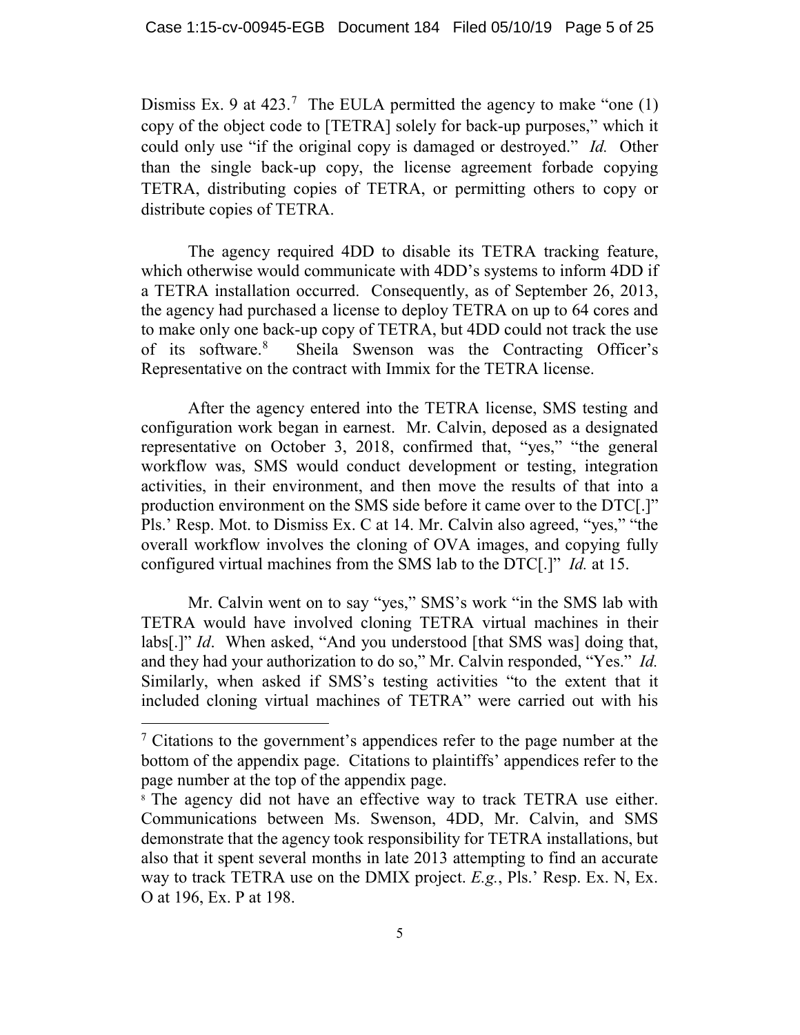Dismiss Ex. 9 at 423.[7] The EULA permitted the agency to make "one (1) copy of the object code to [TETRA] solely for back-up purposes," which it could only use "if the original copy is damaged or destroyed." *Id.* Other than the single back-up copy, the license agreement forbade copying TETRA, distributing copies of TETRA, or permitting others to copy or distribute copies of TETRA.

The agency required 4DD to disable its TETRA tracking feature, which otherwise would communicate with 4DD's systems to inform 4DD if a TETRA installation occurred. Consequently, as of September 26, 2013, the agency had purchased a license to deploy TETRA on up to 64 cores and to make only one back-up copy of TETRA, but 4DD could not track the use of its software.[8] Sheila Swenson was the Contracting Officer's Representative on the contract with Immix for the TETRA license.

After the agency entered into the TETRA license, SMS testing and configuration work began in earnest. Mr. Calvin, deposed as a designated representative on October 3, 2018, confirmed that, "yes," "the general workflow was, SMS would conduct development or testing, integration activities, in their environment, and then move the results of that into a production environment on the SMS side before it came over to the DTC[.]" Pls.' Resp. Mot. to Dismiss Ex. C at 14. Mr. Calvin also agreed, "yes," "the overall workflow involves the cloning of OVA images, and copying fully configured virtual machines from the SMS lab to the DTC[.]" *Id.* at 15.

Mr. Calvin went on to say "yes," SMS's work "in the SMS lab with TETRA would have involved cloning TETRA virtual machines in their labs[.]" *Id*. When asked, "And you understood [that SMS was] doing that, and they had your authorization to do so," Mr. Calvin responded, "Yes." *Id.* Similarly, when asked if SMS's testing activities "to the extent that it included cloning virtual machines of TETRA" were carried out with his

---

[7] Citations to the government's appendices refer to the page number at the bottom of the appendix page. Citations to plaintiffs' appendices refer to the page number at the top of the appendix page.

[8] The agency did not have an effective way to track TETRA use either. Communications between Ms. Swenson, 4DD, Mr. Calvin, and SMS demonstrate that the agency took responsibility for TETRA installations, but also that it spent several months in late 2013 attempting to find an accurate way to track TETRA use on the DMIX project. *E.g.*, Pls.' Resp. Ex. N, Ex. O at 196, Ex. P at 198.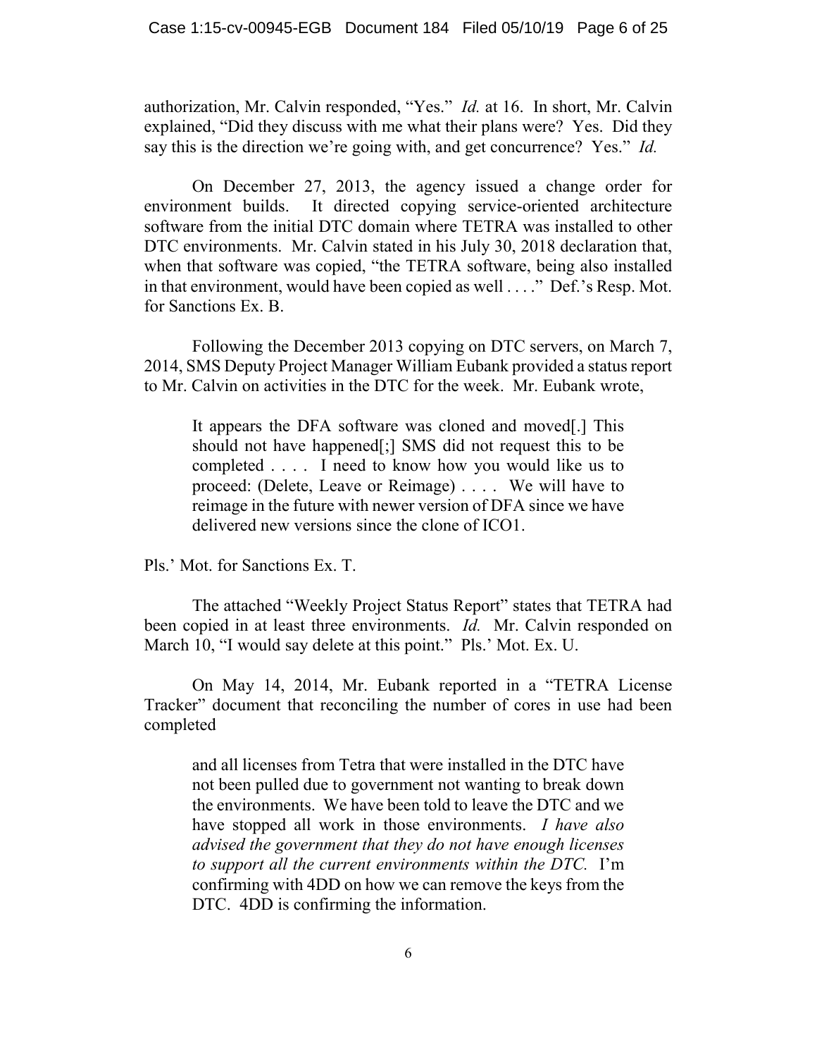authorization, Mr. Calvin responded, "Yes." *Id.* at 16. In short, Mr. Calvin explained, "Did they discuss with me what their plans were? Yes. Did they say this is the direction we're going with, and get concurrence? Yes." *Id.*

On December 27, 2013, the agency issued a change order for environment builds. It directed copying service-oriented architecture software from the initial DTC domain where TETRA was installed to other DTC environments. Mr. Calvin stated in his July 30, 2018 declaration that, when that software was copied, "the TETRA software, being also installed in that environment, would have been copied as well . . . ." Def.'s Resp. Mot. for Sanctions Ex. B.

Following the December 2013 copying on DTC servers, on March 7, 2014, SMS Deputy Project Manager William Eubank provided a status report to Mr. Calvin on activities in the DTC for the week. Mr. Eubank wrote,

> It appears the DFA software was cloned and moved[.] This should not have happened[;] SMS did not request this to be completed . . . . I need to know how you would like us to proceed: (Delete, Leave or Reimage) . . . . We will have to reimage in the future with newer version of DFA since we have delivered new versions since the clone of ICO1.

Pls.' Mot. for Sanctions Ex. T.

The attached "Weekly Project Status Report" states that TETRA had been copied in at least three environments. *Id.* Mr. Calvin responded on March 10, "I would say delete at this point." Pls.' Mot. Ex. U.

On May 14, 2014, Mr. Eubank reported in a "TETRA License Tracker" document that reconciling the number of cores in use had been completed

> and all licenses from Tetra that were installed in the DTC have not been pulled due to government not wanting to break down the environments. We have been told to leave the DTC and we have stopped all work in those environments. *I have also advised the government that they do not have enough licenses to support all the current environments within the DTC.* I'm confirming with 4DD on how we can remove the keys from the DTC. 4DD is confirming the information.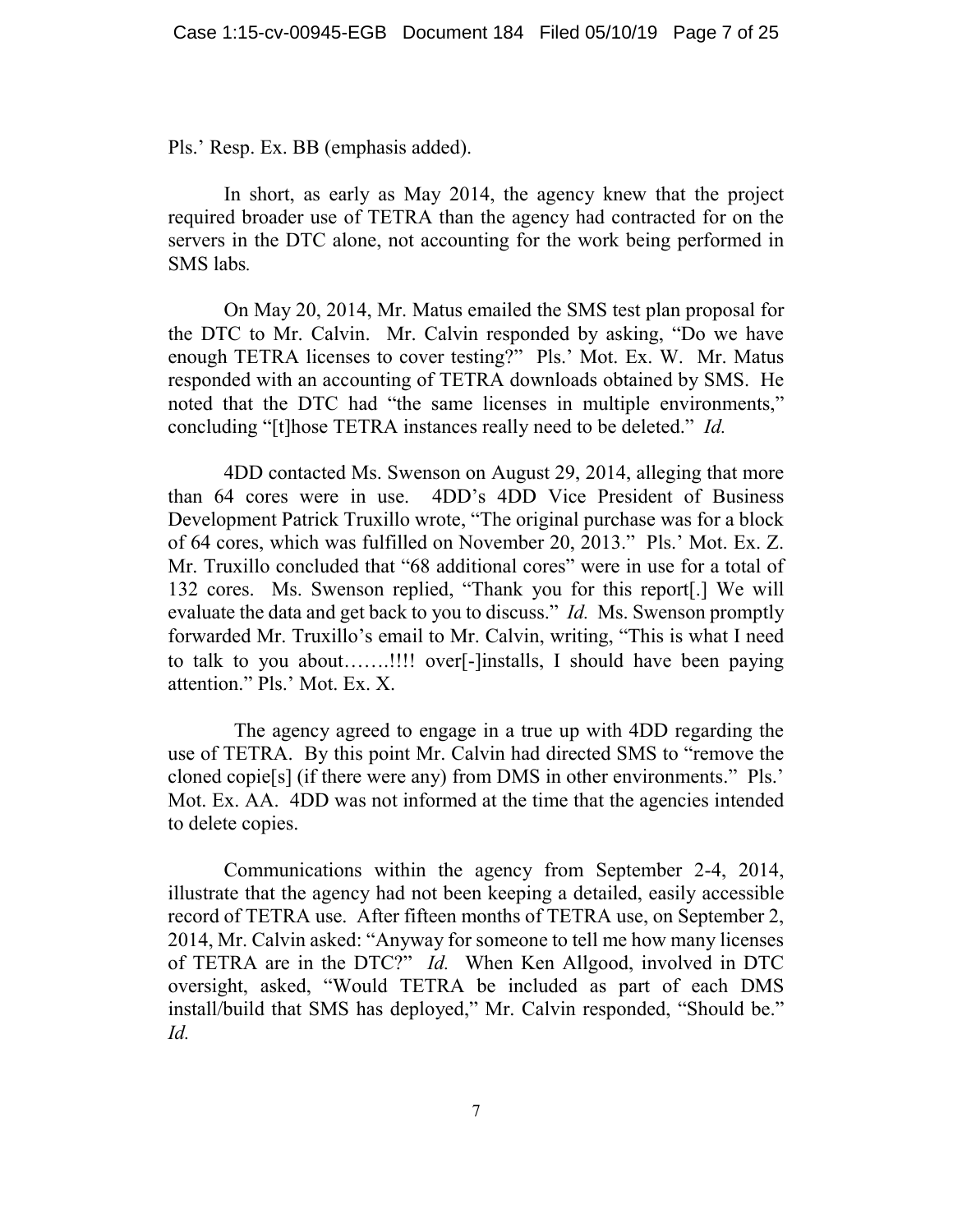Pls.' Resp. Ex. BB (emphasis added).

In short, as early as May 2014, the agency knew that the project required broader use of TETRA than the agency had contracted for on the servers in the DTC alone, not accounting for the work being performed in SMS labs.

On May 20, 2014, Mr. Matus emailed the SMS test plan proposal for the DTC to Mr. Calvin. Mr. Calvin responded by asking, "Do we have enough TETRA licenses to cover testing?" Pls.' Mot. Ex. W. Mr. Matus responded with an accounting of TETRA downloads obtained by SMS. He noted that the DTC had "the same licenses in multiple environments," concluding "[t]hose TETRA instances really need to be deleted." *Id.*

4DD contacted Ms. Swenson on August 29, 2014, alleging that more than 64 cores were in use. 4DD's 4DD Vice President of Business Development Patrick Truxillo wrote, "The original purchase was for a block of 64 cores, which was fulfilled on November 20, 2013." Pls.' Mot. Ex. Z. Mr. Truxillo concluded that "68 additional cores" were in use for a total of 132 cores. Ms. Swenson replied, "Thank you for this report[.] We will evaluate the data and get back to you to discuss." *Id.* Ms. Swenson promptly forwarded Mr. Truxillo's email to Mr. Calvin, writing, "This is what I need to talk to you about…….!!!! over[-]installs, I should have been paying attention." Pls.' Mot. Ex. X.

The agency agreed to engage in a true up with 4DD regarding the use of TETRA. By this point Mr. Calvin had directed SMS to "remove the cloned copie[s] (if there were any) from DMS in other environments." Pls.' Mot. Ex. AA. 4DD was not informed at the time that the agencies intended to delete copies.

Communications within the agency from September 2-4, 2014, illustrate that the agency had not been keeping a detailed, easily accessible record of TETRA use. After fifteen months of TETRA use, on September 2, 2014, Mr. Calvin asked: "Anyway for someone to tell me how many licenses of TETRA are in the DTC?" *Id.* When Ken Allgood, involved in DTC oversight, asked, "Would TETRA be included as part of each DMS install/build that SMS has deployed," Mr. Calvin responded, "Should be." *Id.*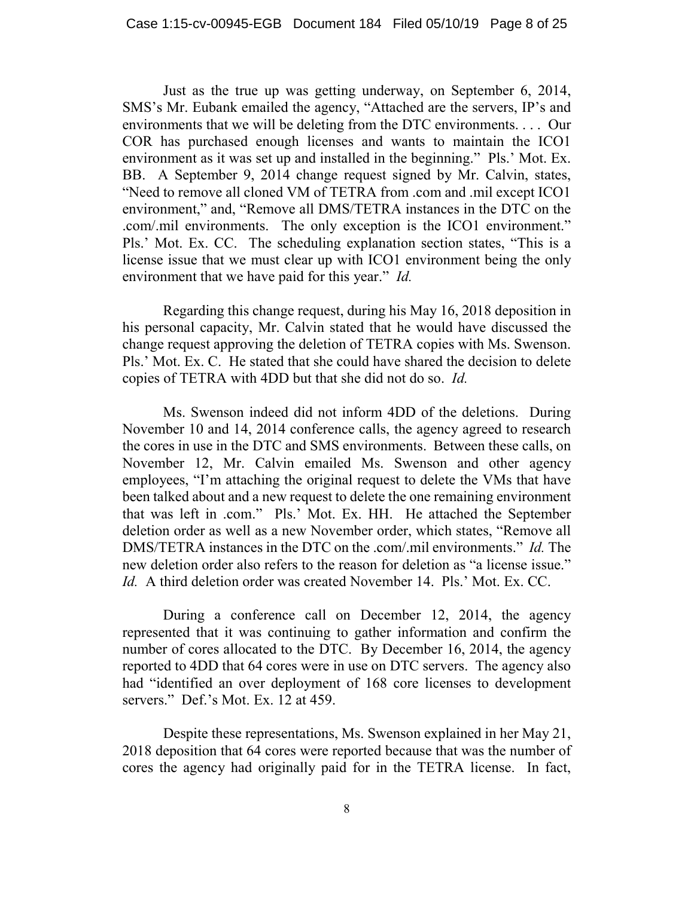Just as the true up was getting underway, on September 6, 2014, SMS's Mr. Eubank emailed the agency, "Attached are the servers, IP's and environments that we will be deleting from the DTC environments. . . . Our COR has purchased enough licenses and wants to maintain the ICO1 environment as it was set up and installed in the beginning." Pls.' Mot. Ex. BB. A September 9, 2014 change request signed by Mr. Calvin, states, "Need to remove all cloned VM of TETRA from .com and .mil except ICO1 environment," and, "Remove all DMS/TETRA instances in the DTC on the .com/.mil environments. The only exception is the ICO1 environment." Pls.' Mot. Ex. CC. The scheduling explanation section states, "This is a license issue that we must clear up with ICO1 environment being the only environment that we have paid for this year." *Id.*

Regarding this change request, during his May 16, 2018 deposition in his personal capacity, Mr. Calvin stated that he would have discussed the change request approving the deletion of TETRA copies with Ms. Swenson. Pls.' Mot. Ex. C. He stated that she could have shared the decision to delete copies of TETRA with 4DD but that she did not do so. *Id.*

Ms. Swenson indeed did not inform 4DD of the deletions. During November 10 and 14, 2014 conference calls, the agency agreed to research the cores in use in the DTC and SMS environments. Between these calls, on November 12, Mr. Calvin emailed Ms. Swenson and other agency employees, "I'm attaching the original request to delete the VMs that have been talked about and a new request to delete the one remaining environment that was left in .com." Pls.' Mot. Ex. HH. He attached the September deletion order as well as a new November order, which states, "Remove all DMS/TETRA instances in the DTC on the .com/.mil environments." *Id.* The new deletion order also refers to the reason for deletion as "a license issue." *Id.* A third deletion order was created November 14. Pls.' Mot. Ex. CC.

During a conference call on December 12, 2014, the agency represented that it was continuing to gather information and confirm the number of cores allocated to the DTC. By December 16, 2014, the agency reported to 4DD that 64 cores were in use on DTC servers. The agency also had "identified an over deployment of 168 core licenses to development servers." Def.'s Mot. Ex. 12 at 459.

Despite these representations, Ms. Swenson explained in her May 21, 2018 deposition that 64 cores were reported because that was the number of cores the agency had originally paid for in the TETRA license. In fact,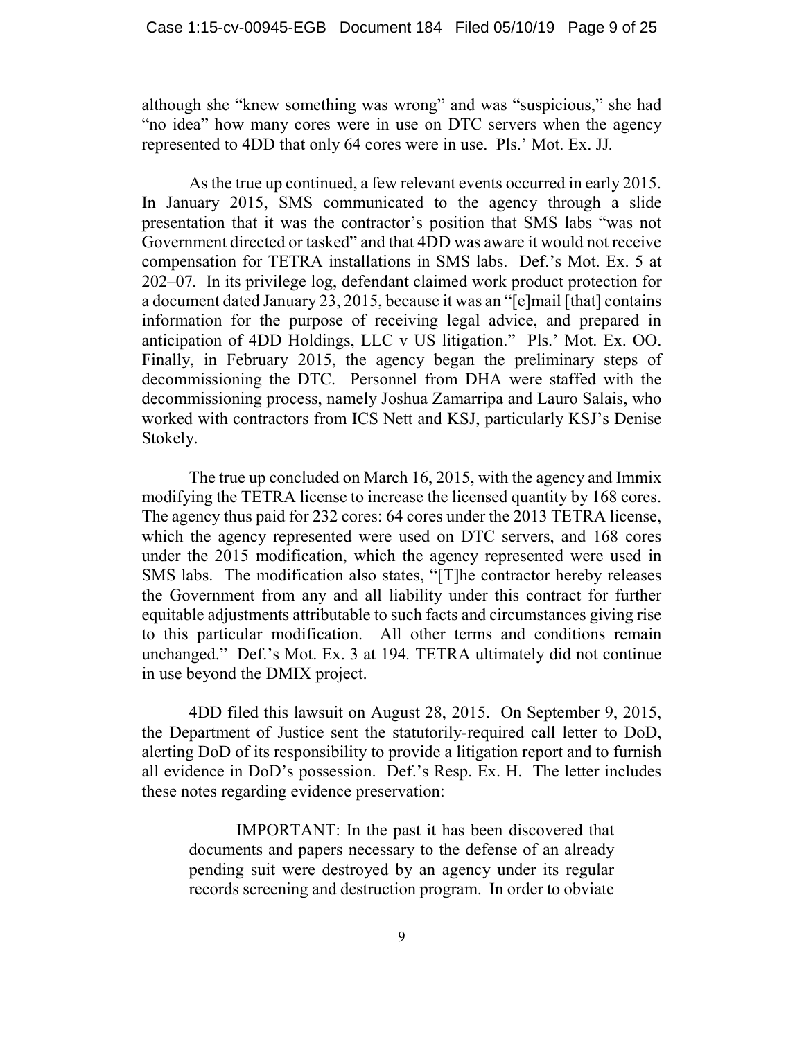although she "knew something was wrong" and was "suspicious," she had "no idea" how many cores were in use on DTC servers when the agency represented to 4DD that only 64 cores were in use. Pls.' Mot. Ex. JJ.

As the true up continued, a few relevant events occurred in early 2015. In January 2015, SMS communicated to the agency through a slide presentation that it was the contractor's position that SMS labs "was not Government directed or tasked" and that 4DD was aware it would not receive compensation for TETRA installations in SMS labs. Def.'s Mot. Ex. 5 at 202–07. In its privilege log, defendant claimed work product protection for a document dated January 23, 2015, because it was an "[e]mail [that] contains information for the purpose of receiving legal advice, and prepared in anticipation of 4DD Holdings, LLC v US litigation." Pls.' Mot. Ex. OO. Finally, in February 2015, the agency began the preliminary steps of decommissioning the DTC. Personnel from DHA were staffed with the decommissioning process, namely Joshua Zamarripa and Lauro Salais, who worked with contractors from ICS Nett and KSJ, particularly KSJ's Denise Stokely.

The true up concluded on March 16, 2015, with the agency and Immix modifying the TETRA license to increase the licensed quantity by 168 cores. The agency thus paid for 232 cores: 64 cores under the 2013 TETRA license, which the agency represented were used on DTC servers, and 168 cores under the 2015 modification, which the agency represented were used in SMS labs. The modification also states, "[T]he contractor hereby releases the Government from any and all liability under this contract for further equitable adjustments attributable to such facts and circumstances giving rise to this particular modification. All other terms and conditions remain unchanged." Def.'s Mot. Ex. 3 at 194. TETRA ultimately did not continue in use beyond the DMIX project.

4DD filed this lawsuit on August 28, 2015. On September 9, 2015, the Department of Justice sent the statutorily-required call letter to DoD, alerting DoD of its responsibility to provide a litigation report and to furnish all evidence in DoD's possession. Def.'s Resp. Ex. H. The letter includes these notes regarding evidence preservation:

> IMPORTANT: In the past it has been discovered that documents and papers necessary to the defense of an already pending suit were destroyed by an agency under its regular records screening and destruction program. In order to obviate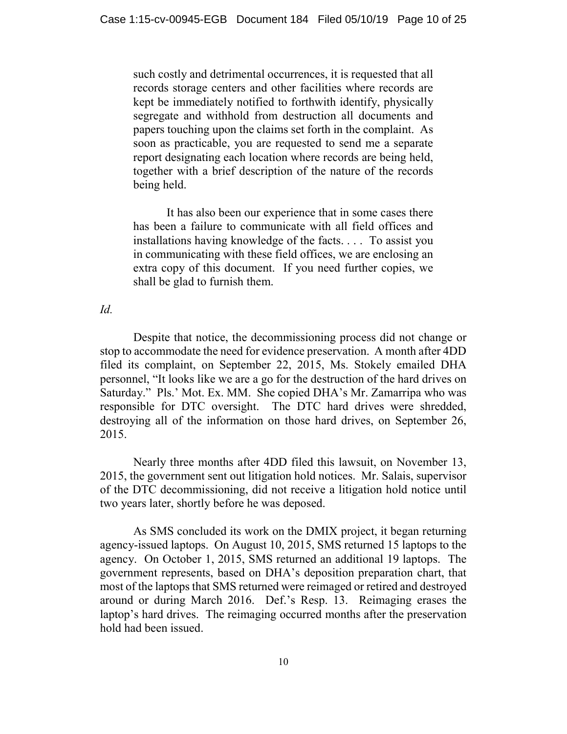> such costly and detrimental occurrences, it is requested that all records storage centers and other facilities where records are kept be immediately notified to forthwith identify, physically segregate and withhold from destruction all documents and papers touching upon the claims set forth in the complaint. As soon as practicable, you are requested to send me a separate report designating each location where records are being held, together with a brief description of the nature of the records being held.
>
> It has also been our experience that in some cases there has been a failure to communicate with all field offices and installations having knowledge of the facts. . . . To assist you in communicating with these field offices, we are enclosing an extra copy of this document. If you need further copies, we shall be glad to furnish them.

*Id.*

Despite that notice, the decommissioning process did not change or stop to accommodate the need for evidence preservation. A month after 4DD filed its complaint, on September 22, 2015, Ms. Stokely emailed DHA personnel, "It looks like we are a go for the destruction of the hard drives on Saturday." Pls.' Mot. Ex. MM. She copied DHA's Mr. Zamarripa who was responsible for DTC oversight. The DTC hard drives were shredded, destroying all of the information on those hard drives, on September 26, 2015.

Nearly three months after 4DD filed this lawsuit, on November 13, 2015, the government sent out litigation hold notices. Mr. Salais, supervisor of the DTC decommissioning, did not receive a litigation hold notice until two years later, shortly before he was deposed.

As SMS concluded its work on the DMIX project, it began returning agency-issued laptops. On August 10, 2015, SMS returned 15 laptops to the agency. On October 1, 2015, SMS returned an additional 19 laptops. The government represents, based on DHA's deposition preparation chart, that most of the laptops that SMS returned were reimaged or retired and destroyed around or during March 2016. Def.'s Resp. 13. Reimaging erases the laptop's hard drives. The reimaging occurred months after the preservation hold had been issued.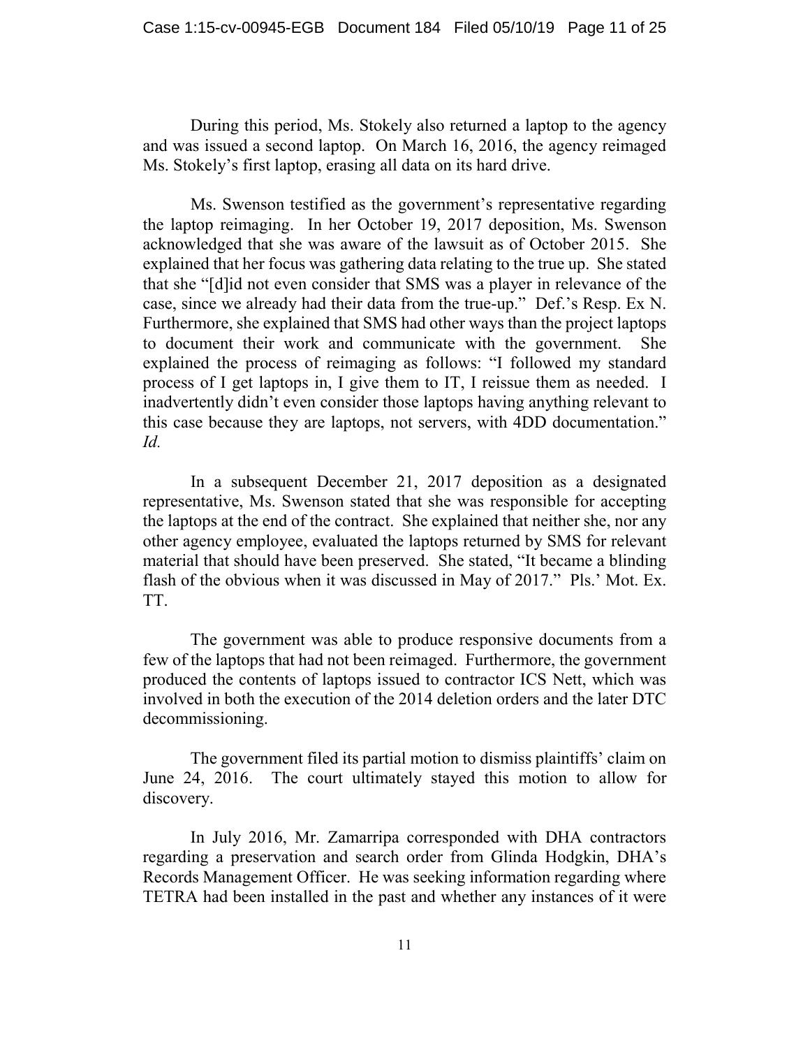During this period, Ms. Stokely also returned a laptop to the agency and was issued a second laptop. On March 16, 2016, the agency reimaged Ms. Stokely's first laptop, erasing all data on its hard drive.

Ms. Swenson testified as the government's representative regarding the laptop reimaging. In her October 19, 2017 deposition, Ms. Swenson acknowledged that she was aware of the lawsuit as of October 2015. She explained that her focus was gathering data relating to the true up. She stated that she "[d]id not even consider that SMS was a player in relevance of the case, since we already had their data from the true-up." Def.'s Resp. Ex N. Furthermore, she explained that SMS had other ways than the project laptops to document their work and communicate with the government. She explained the process of reimaging as follows: "I followed my standard process of I get laptops in, I give them to IT, I reissue them as needed. I inadvertently didn't even consider those laptops having anything relevant to this case because they are laptops, not servers, with 4DD documentation." *Id.*

In a subsequent December 21, 2017 deposition as a designated representative, Ms. Swenson stated that she was responsible for accepting the laptops at the end of the contract. She explained that neither she, nor any other agency employee, evaluated the laptops returned by SMS for relevant material that should have been preserved. She stated, "It became a blinding flash of the obvious when it was discussed in May of 2017." Pls.' Mot. Ex. TT.

The government was able to produce responsive documents from a few of the laptops that had not been reimaged. Furthermore, the government produced the contents of laptops issued to contractor ICS Nett, which was involved in both the execution of the 2014 deletion orders and the later DTC decommissioning.

The government filed its partial motion to dismiss plaintiffs' claim on June 24, 2016. The court ultimately stayed this motion to allow for discovery.

In July 2016, Mr. Zamarripa corresponded with DHA contractors regarding a preservation and search order from Glinda Hodgkin, DHA's Records Management Officer. He was seeking information regarding where TETRA had been installed in the past and whether any instances of it were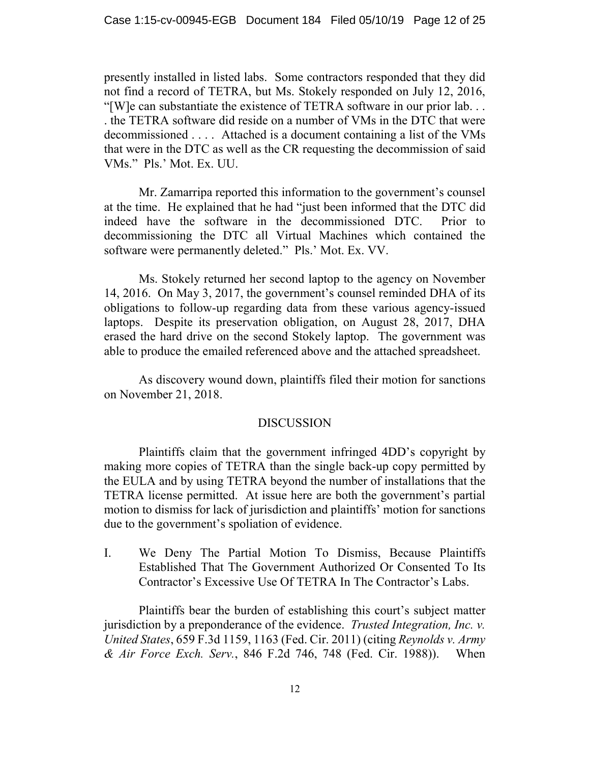presently installed in listed labs. Some contractors responded that they did not find a record of TETRA, but Ms. Stokely responded on July 12, 2016, "[W]e can substantiate the existence of TETRA software in our prior lab. . . . the TETRA software did reside on a number of VMs in the DTC that were decommissioned . . . . Attached is a document containing a list of the VMs that were in the DTC as well as the CR requesting the decommission of said VMs." Pls.' Mot. Ex. UU.

Mr. Zamarripa reported this information to the government's counsel at the time. He explained that he had "just been informed that the DTC did indeed have the software in the decommissioned DTC. Prior to decommissioning the DTC all Virtual Machines which contained the software were permanently deleted." Pls.' Mot. Ex. VV.

Ms. Stokely returned her second laptop to the agency on November 14, 2016. On May 3, 2017, the government's counsel reminded DHA of its obligations to follow-up regarding data from these various agency-issued laptops. Despite its preservation obligation, on August 28, 2017, DHA erased the hard drive on the second Stokely laptop. The government was able to produce the emailed referenced above and the attached spreadsheet.

As discovery wound down, plaintiffs filed their motion for sanctions on November 21, 2018.

## DISCUSSION

Plaintiffs claim that the government infringed 4DD's copyright by making more copies of TETRA than the single back-up copy permitted by the EULA and by using TETRA beyond the number of installations that the TETRA license permitted. At issue here are both the government's partial motion to dismiss for lack of jurisdiction and plaintiffs' motion for sanctions due to the government's spoliation of evidence.

### I. We Deny The Partial Motion To Dismiss, Because Plaintiffs Established That The Government Authorized Or Consented To Its Contractor's Excessive Use Of TETRA In The Contractor's Labs.

Plaintiffs bear the burden of establishing this court's subject matter jurisdiction by a preponderance of the evidence. *Trusted Integration, Inc. v. United States*, 659 F.3d 1159, 1163 (Fed. Cir. 2011) (citing *Reynolds v. Army & Air Force Exch. Serv.*, 846 F.2d 746, 748 (Fed. Cir. 1988)). When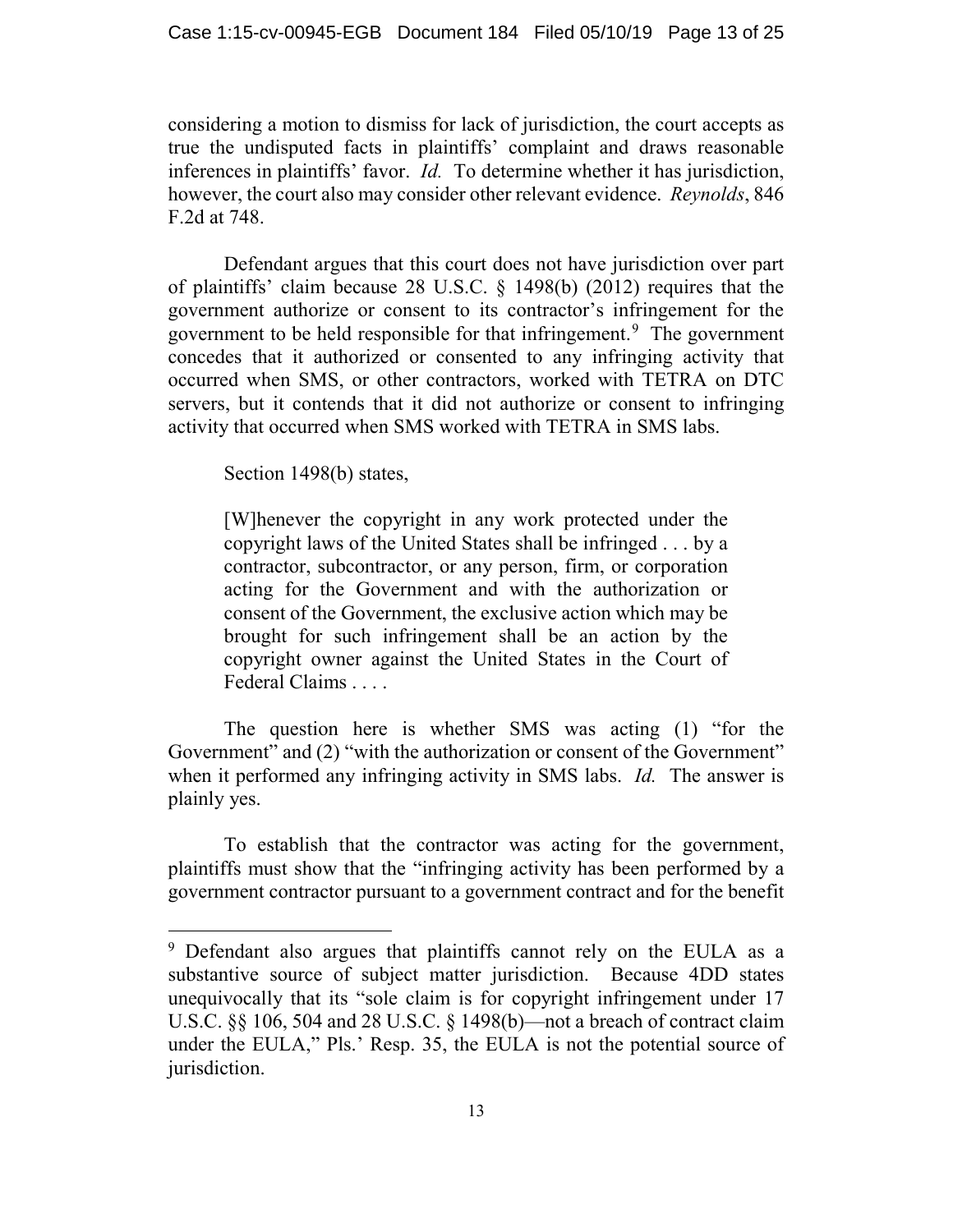considering a motion to dismiss for lack of jurisdiction, the court accepts as true the undisputed facts in plaintiffs' complaint and draws reasonable inferences in plaintiffs' favor. *Id.* To determine whether it has jurisdiction, however, the court also may consider other relevant evidence. *Reynolds*, 846 F.2d at 748.

Defendant argues that this court does not have jurisdiction over part of plaintiffs' claim because 28 U.S.C. § 1498(b) (2012) requires that the government authorize or consent to its contractor's infringement for the government to be held responsible for that infringement.[9] The government concedes that it authorized or consented to any infringing activity that occurred when SMS, or other contractors, worked with TETRA on DTC servers, but it contends that it did not authorize or consent to infringing activity that occurred when SMS worked with TETRA in SMS labs.

Section 1498(b) states,

> [W]henever the copyright in any work protected under the copyright laws of the United States shall be infringed . . . by a contractor, subcontractor, or any person, firm, or corporation acting for the Government and with the authorization or consent of the Government, the exclusive action which may be brought for such infringement shall be an action by the copyright owner against the United States in the Court of Federal Claims . . . .

The question here is whether SMS was acting (1) "for the Government" and (2) "with the authorization or consent of the Government" when it performed any infringing activity in SMS labs. *Id.* The answer is plainly yes.

To establish that the contractor was acting for the government, plaintiffs must show that the "infringing activity has been performed by a government contractor pursuant to a government contract and for the benefit

---

[9] Defendant also argues that plaintiffs cannot rely on the EULA as a substantive source of subject matter jurisdiction. Because 4DD states unequivocally that its "sole claim is for copyright infringement under 17 U.S.C. §§ 106, 504 and 28 U.S.C. § 1498(b)—not a breach of contract claim under the EULA," Pls.' Resp. 35, the EULA is not the potential source of jurisdiction.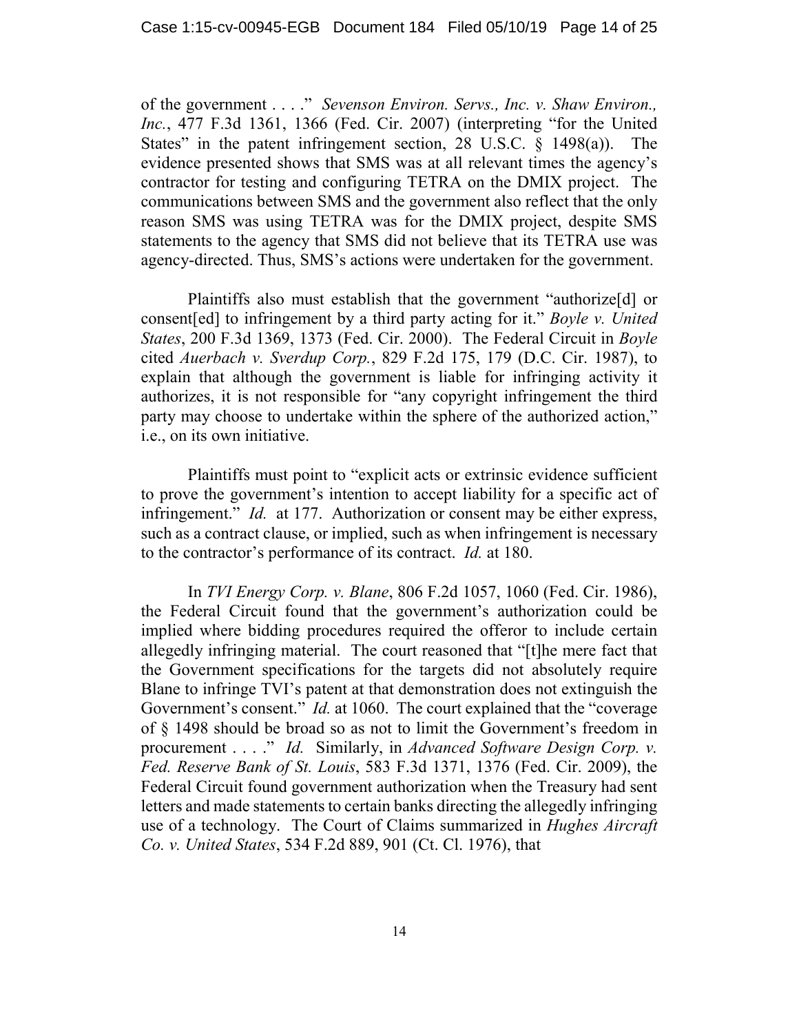of the government . . . ." *Sevenson Environ. Servs., Inc. v. Shaw Environ., Inc.*, 477 F.3d 1361, 1366 (Fed. Cir. 2007) (interpreting "for the United States" in the patent infringement section, 28 U.S.C. § 1498(a)). The evidence presented shows that SMS was at all relevant times the agency's contractor for testing and configuring TETRA on the DMIX project. The communications between SMS and the government also reflect that the only reason SMS was using TETRA was for the DMIX project, despite SMS statements to the agency that SMS did not believe that its TETRA use was agency-directed. Thus, SMS's actions were undertaken for the government.

Plaintiffs also must establish that the government "authorize[d] or consent[ed] to infringement by a third party acting for it." *Boyle v. United States*, 200 F.3d 1369, 1373 (Fed. Cir. 2000). The Federal Circuit in *Boyle* cited *Auerbach v. Sverdup Corp.*, 829 F.2d 175, 179 (D.C. Cir. 1987), to explain that although the government is liable for infringing activity it authorizes, it is not responsible for "any copyright infringement the third party may choose to undertake within the sphere of the authorized action," i.e., on its own initiative.

Plaintiffs must point to "explicit acts or extrinsic evidence sufficient to prove the government's intention to accept liability for a specific act of infringement." *Id.* at 177. Authorization or consent may be either express, such as a contract clause, or implied, such as when infringement is necessary to the contractor's performance of its contract. *Id.* at 180.

In *TVI Energy Corp. v. Blane*, 806 F.2d 1057, 1060 (Fed. Cir. 1986), the Federal Circuit found that the government's authorization could be implied where bidding procedures required the offeror to include certain allegedly infringing material. The court reasoned that "[t]he mere fact that the Government specifications for the targets did not absolutely require Blane to infringe TVI's patent at that demonstration does not extinguish the Government's consent." *Id.* at 1060. The court explained that the "coverage of § 1498 should be broad so as not to limit the Government's freedom in procurement . . . ." *Id.* Similarly, in *Advanced Software Design Corp. v. Fed. Reserve Bank of St. Louis*, 583 F.3d 1371, 1376 (Fed. Cir. 2009), the Federal Circuit found government authorization when the Treasury had sent letters and made statements to certain banks directing the allegedly infringing use of a technology. The Court of Claims summarized in *Hughes Aircraft Co. v. United States*, 534 F.2d 889, 901 (Ct. Cl. 1976), that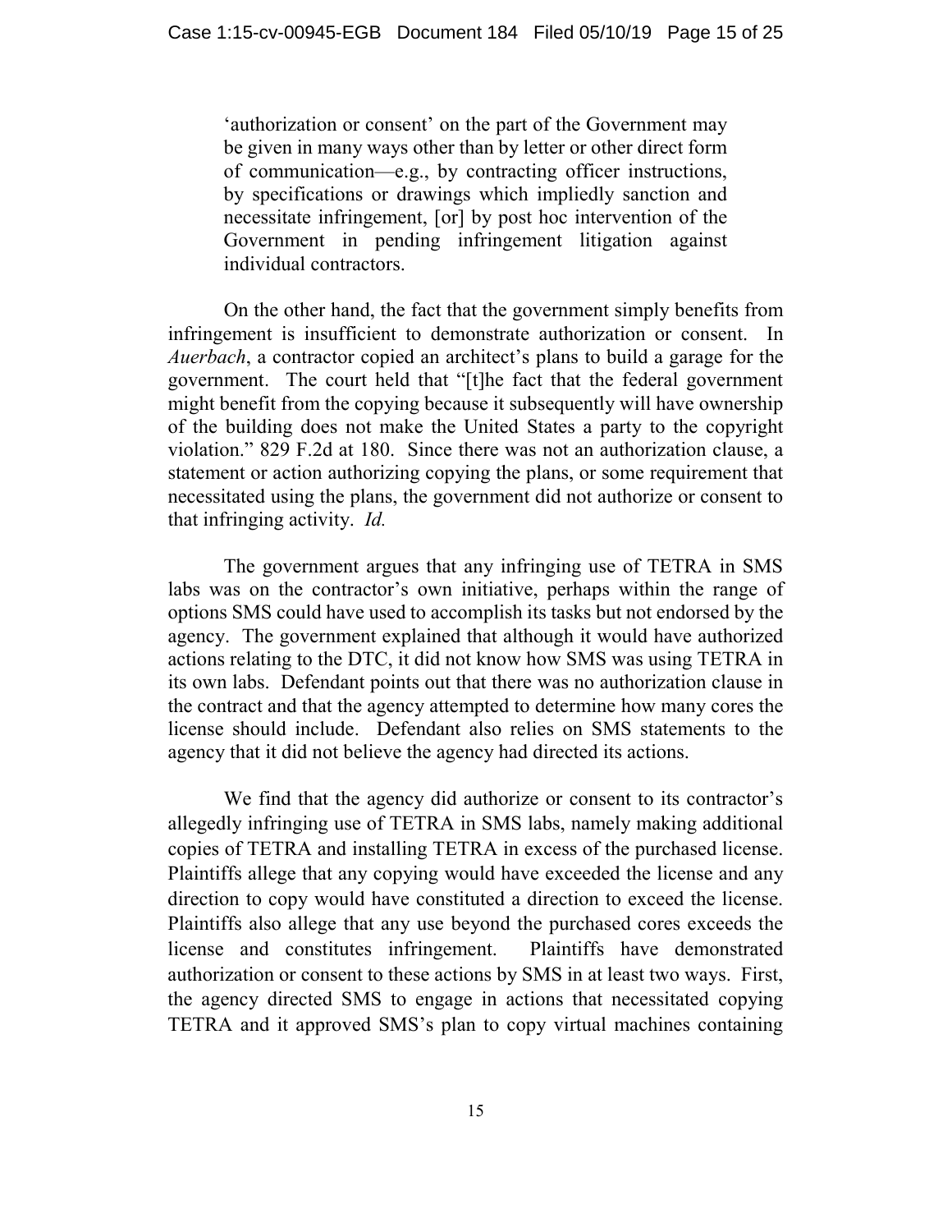'authorization or consent' on the part of the Government may be given in many ways other than by letter or other direct form of communication—e.g., by contracting officer instructions, by specifications or drawings which impliedly sanction and necessitate infringement, [or] by post hoc intervention of the Government in pending infringement litigation against individual contractors.

On the other hand, the fact that the government simply benefits from infringement is insufficient to demonstrate authorization or consent. In *Auerbach*, a contractor copied an architect's plans to build a garage for the government. The court held that "[t]he fact that the federal government might benefit from the copying because it subsequently will have ownership of the building does not make the United States a party to the copyright violation." 829 F.2d at 180. Since there was not an authorization clause, a statement or action authorizing copying the plans, or some requirement that necessitated using the plans, the government did not authorize or consent to that infringing activity. *Id.*

The government argues that any infringing use of TETRA in SMS labs was on the contractor's own initiative, perhaps within the range of options SMS could have used to accomplish its tasks but not endorsed by the agency. The government explained that although it would have authorized actions relating to the DTC, it did not know how SMS was using TETRA in its own labs. Defendant points out that there was no authorization clause in the contract and that the agency attempted to determine how many cores the license should include. Defendant also relies on SMS statements to the agency that it did not believe the agency had directed its actions.

We find that the agency did authorize or consent to its contractor's allegedly infringing use of TETRA in SMS labs, namely making additional copies of TETRA and installing TETRA in excess of the purchased license. Plaintiffs allege that any copying would have exceeded the license and any direction to copy would have constituted a direction to exceed the license. Plaintiffs also allege that any use beyond the purchased cores exceeds the license and constitutes infringement. Plaintiffs have demonstrated authorization or consent to these actions by SMS in at least two ways. First, the agency directed SMS to engage in actions that necessitated copying TETRA and it approved SMS's plan to copy virtual machines containing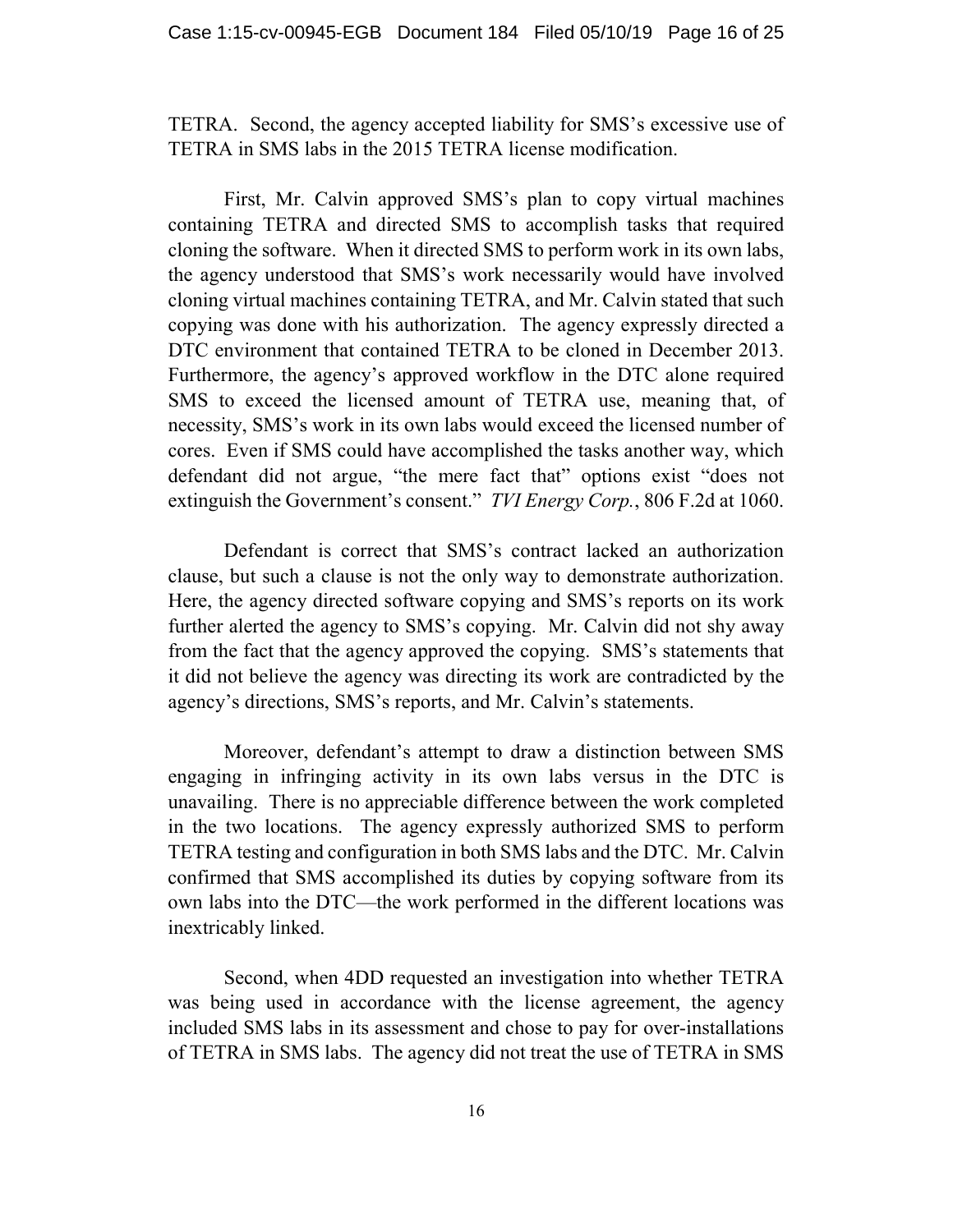TETRA. Second, the agency accepted liability for SMS's excessive use of TETRA in SMS labs in the 2015 TETRA license modification.

First, Mr. Calvin approved SMS's plan to copy virtual machines containing TETRA and directed SMS to accomplish tasks that required cloning the software. When it directed SMS to perform work in its own labs, the agency understood that SMS's work necessarily would have involved cloning virtual machines containing TETRA, and Mr. Calvin stated that such copying was done with his authorization. The agency expressly directed a DTC environment that contained TETRA to be cloned in December 2013. Furthermore, the agency's approved workflow in the DTC alone required SMS to exceed the licensed amount of TETRA use, meaning that, of necessity, SMS's work in its own labs would exceed the licensed number of cores. Even if SMS could have accomplished the tasks another way, which defendant did not argue, "the mere fact that" options exist "does not extinguish the Government's consent." *TVI Energy Corp.*, 806 F.2d at 1060.

Defendant is correct that SMS's contract lacked an authorization clause, but such a clause is not the only way to demonstrate authorization. Here, the agency directed software copying and SMS's reports on its work further alerted the agency to SMS's copying. Mr. Calvin did not shy away from the fact that the agency approved the copying. SMS's statements that it did not believe the agency was directing its work are contradicted by the agency's directions, SMS's reports, and Mr. Calvin's statements.

Moreover, defendant's attempt to draw a distinction between SMS engaging in infringing activity in its own labs versus in the DTC is unavailing. There is no appreciable difference between the work completed in the two locations. The agency expressly authorized SMS to perform TETRA testing and configuration in both SMS labs and the DTC. Mr. Calvin confirmed that SMS accomplished its duties by copying software from its own labs into the DTC—the work performed in the different locations was inextricably linked.

Second, when 4DD requested an investigation into whether TETRA was being used in accordance with the license agreement, the agency included SMS labs in its assessment and chose to pay for over-installations of TETRA in SMS labs. The agency did not treat the use of TETRA in SMS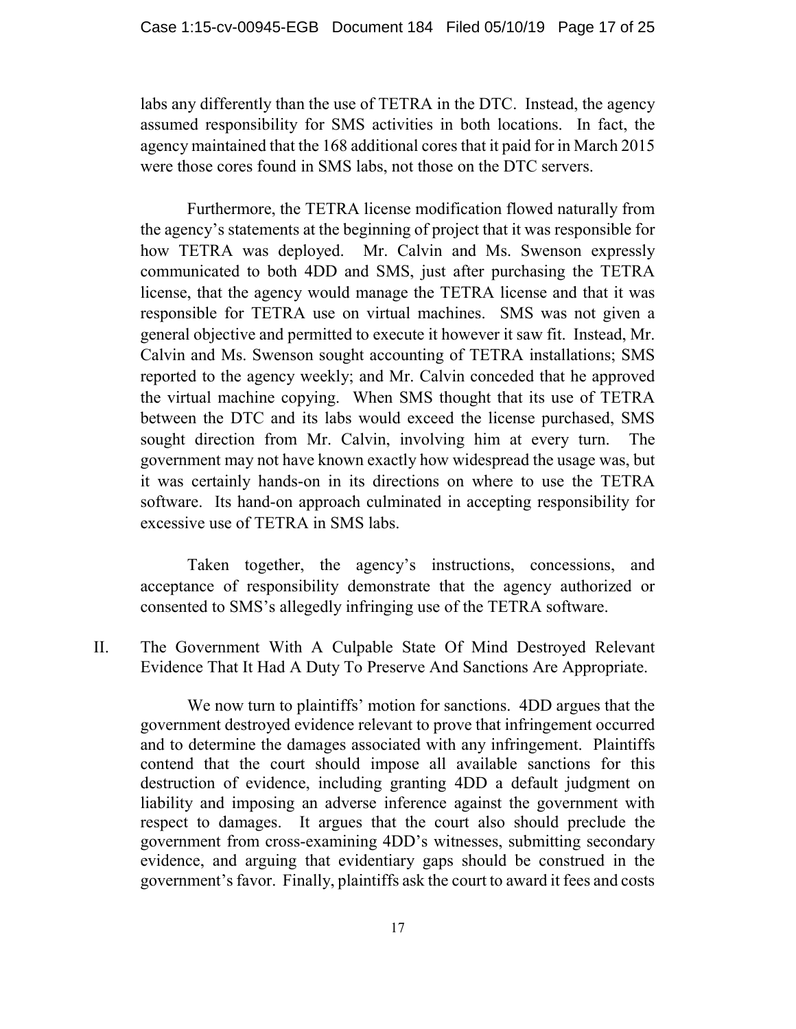labs any differently than the use of TETRA in the DTC. Instead, the agency assumed responsibility for SMS activities in both locations. In fact, the agency maintained that the 168 additional cores that it paid for in March 2015 were those cores found in SMS labs, not those on the DTC servers.

Furthermore, the TETRA license modification flowed naturally from the agency's statements at the beginning of project that it was responsible for how TETRA was deployed. Mr. Calvin and Ms. Swenson expressly communicated to both 4DD and SMS, just after purchasing the TETRA license, that the agency would manage the TETRA license and that it was responsible for TETRA use on virtual machines. SMS was not given a general objective and permitted to execute it however it saw fit. Instead, Mr. Calvin and Ms. Swenson sought accounting of TETRA installations; SMS reported to the agency weekly; and Mr. Calvin conceded that he approved the virtual machine copying. When SMS thought that its use of TETRA between the DTC and its labs would exceed the license purchased, SMS sought direction from Mr. Calvin, involving him at every turn. The government may not have known exactly how widespread the usage was, but it was certainly hands-on in its directions on where to use the TETRA software. Its hand-on approach culminated in accepting responsibility for excessive use of TETRA in SMS labs.

Taken together, the agency's instructions, concessions, and acceptance of responsibility demonstrate that the agency authorized or consented to SMS's allegedly infringing use of the TETRA software.

## II. The Government With A Culpable State Of Mind Destroyed Relevant Evidence That It Had A Duty To Preserve And Sanctions Are Appropriate.

We now turn to plaintiffs' motion for sanctions. 4DD argues that the government destroyed evidence relevant to prove that infringement occurred and to determine the damages associated with any infringement. Plaintiffs contend that the court should impose all available sanctions for this destruction of evidence, including granting 4DD a default judgment on liability and imposing an adverse inference against the government with respect to damages. It argues that the court also should preclude the government from cross-examining 4DD's witnesses, submitting secondary evidence, and arguing that evidentiary gaps should be construed in the government's favor. Finally, plaintiffs ask the court to award it fees and costs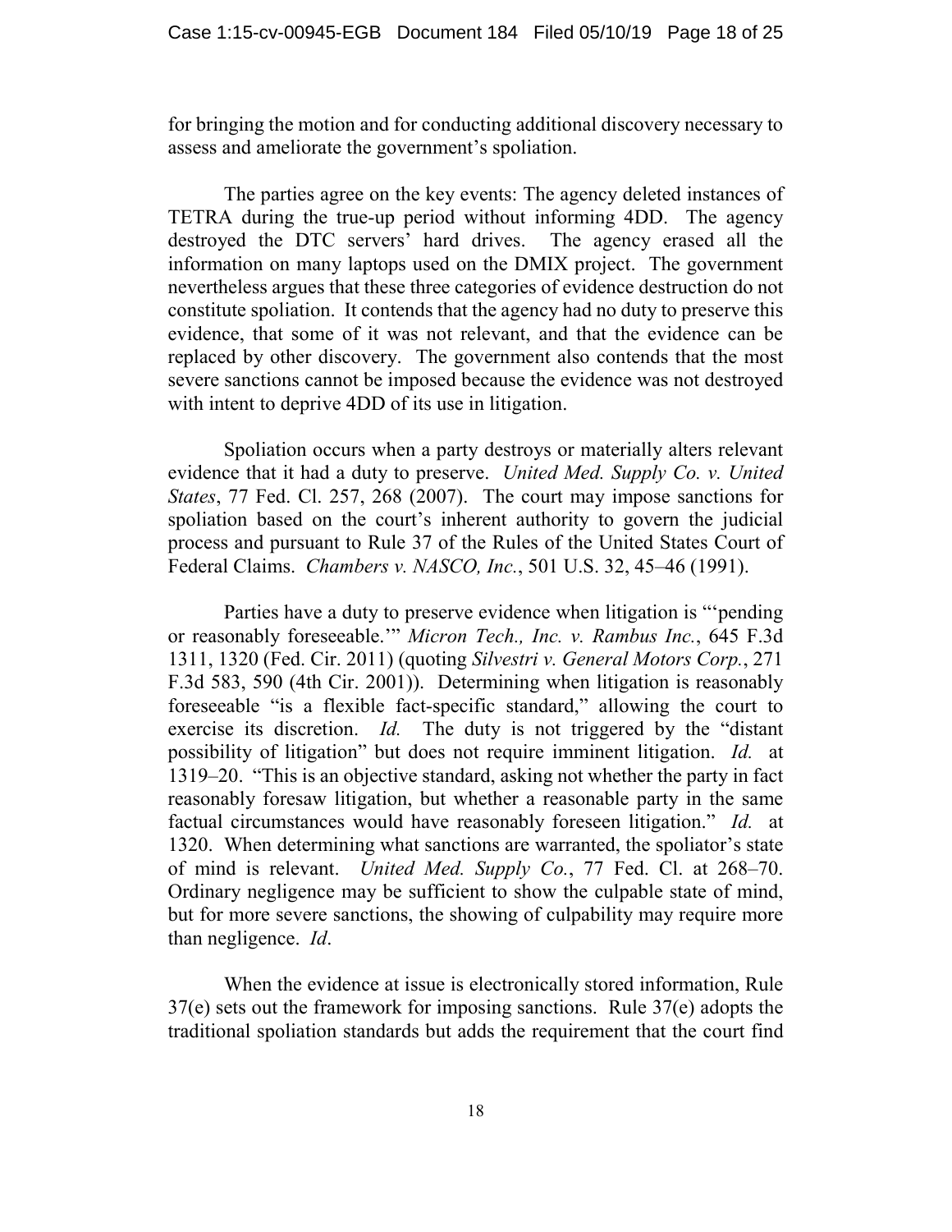for bringing the motion and for conducting additional discovery necessary to assess and ameliorate the government's spoliation.

The parties agree on the key events: The agency deleted instances of TETRA during the true-up period without informing 4DD. The agency destroyed the DTC servers' hard drives. The agency erased all the information on many laptops used on the DMIX project. The government nevertheless argues that these three categories of evidence destruction do not constitute spoliation. It contends that the agency had no duty to preserve this evidence, that some of it was not relevant, and that the evidence can be replaced by other discovery. The government also contends that the most severe sanctions cannot be imposed because the evidence was not destroyed with intent to deprive 4DD of its use in litigation.

Spoliation occurs when a party destroys or materially alters relevant evidence that it had a duty to preserve. *United Med. Supply Co. v. United States*, 77 Fed. Cl. 257, 268 (2007). The court may impose sanctions for spoliation based on the court's inherent authority to govern the judicial process and pursuant to Rule 37 of the Rules of the United States Court of Federal Claims. *Chambers v. NASCO, Inc.*, 501 U.S. 32, 45–46 (1991).

Parties have a duty to preserve evidence when litigation is "'pending or reasonably foreseeable.'" *Micron Tech., Inc. v. Rambus Inc.*, 645 F.3d 1311, 1320 (Fed. Cir. 2011) (quoting *Silvestri v. General Motors Corp.*, 271 F.3d 583, 590 (4th Cir. 2001)). Determining when litigation is reasonably foreseeable "is a flexible fact-specific standard," allowing the court to exercise its discretion. *Id.* The duty is not triggered by the "distant possibility of litigation" but does not require imminent litigation. *Id.* at 1319–20. "This is an objective standard, asking not whether the party in fact reasonably foresaw litigation, but whether a reasonable party in the same factual circumstances would have reasonably foreseen litigation." *Id.* at 1320. When determining what sanctions are warranted, the spoliator's state of mind is relevant. *United Med. Supply Co.*, 77 Fed. Cl. at 268–70. Ordinary negligence may be sufficient to show the culpable state of mind, but for more severe sanctions, the showing of culpability may require more than negligence. *Id*.

When the evidence at issue is electronically stored information, Rule 37(e) sets out the framework for imposing sanctions. Rule 37(e) adopts the traditional spoliation standards but adds the requirement that the court find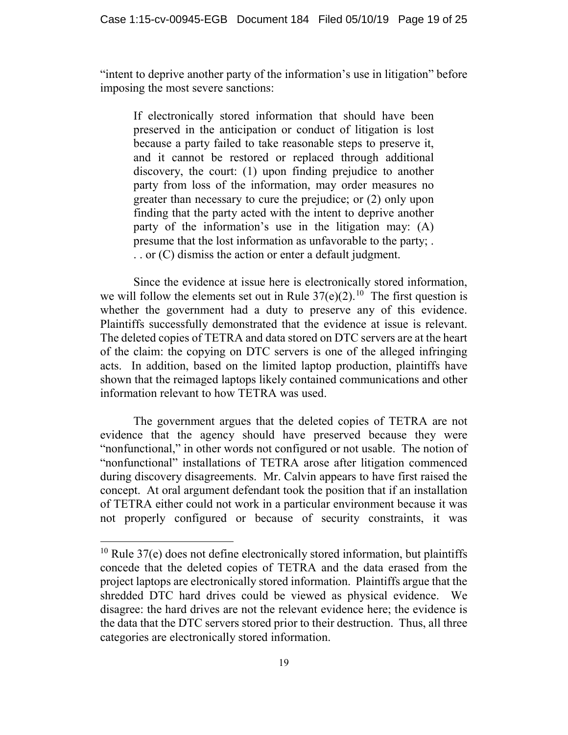"intent to deprive another party of the information's use in litigation" before imposing the most severe sanctions:

> If electronically stored information that should have been preserved in the anticipation or conduct of litigation is lost because a party failed to take reasonable steps to preserve it, and it cannot be restored or replaced through additional discovery, the court: (1) upon finding prejudice to another party from loss of the information, may order measures no greater than necessary to cure the prejudice; or (2) only upon finding that the party acted with the intent to deprive another party of the information's use in the litigation may: (A) presume that the lost information as unfavorable to the party; . . . or (C) dismiss the action or enter a default judgment.

Since the evidence at issue here is electronically stored information, we will follow the elements set out in Rule 37(e)(2).[10] The first question is whether the government had a duty to preserve any of this evidence. Plaintiffs successfully demonstrated that the evidence at issue is relevant. The deleted copies of TETRA and data stored on DTC servers are at the heart of the claim: the copying on DTC servers is one of the alleged infringing acts. In addition, based on the limited laptop production, plaintiffs have shown that the reimaged laptops likely contained communications and other information relevant to how TETRA was used.

The government argues that the deleted copies of TETRA are not evidence that the agency should have preserved because they were "nonfunctional," in other words not configured or not usable. The notion of "nonfunctional" installations of TETRA arose after litigation commenced during discovery disagreements. Mr. Calvin appears to have first raised the concept. At oral argument defendant took the position that if an installation of TETRA either could not work in a particular environment because it was not properly configured or because of security constraints, it was

[10] Rule 37(e) does not define electronically stored information, but plaintiffs concede that the deleted copies of TETRA and the data erased from the project laptops are electronically stored information. Plaintiffs argue that the shredded DTC hard drives could be viewed as physical evidence. We disagree: the hard drives are not the relevant evidence here; the evidence is the data that the DTC servers stored prior to their destruction. Thus, all three categories are electronically stored information.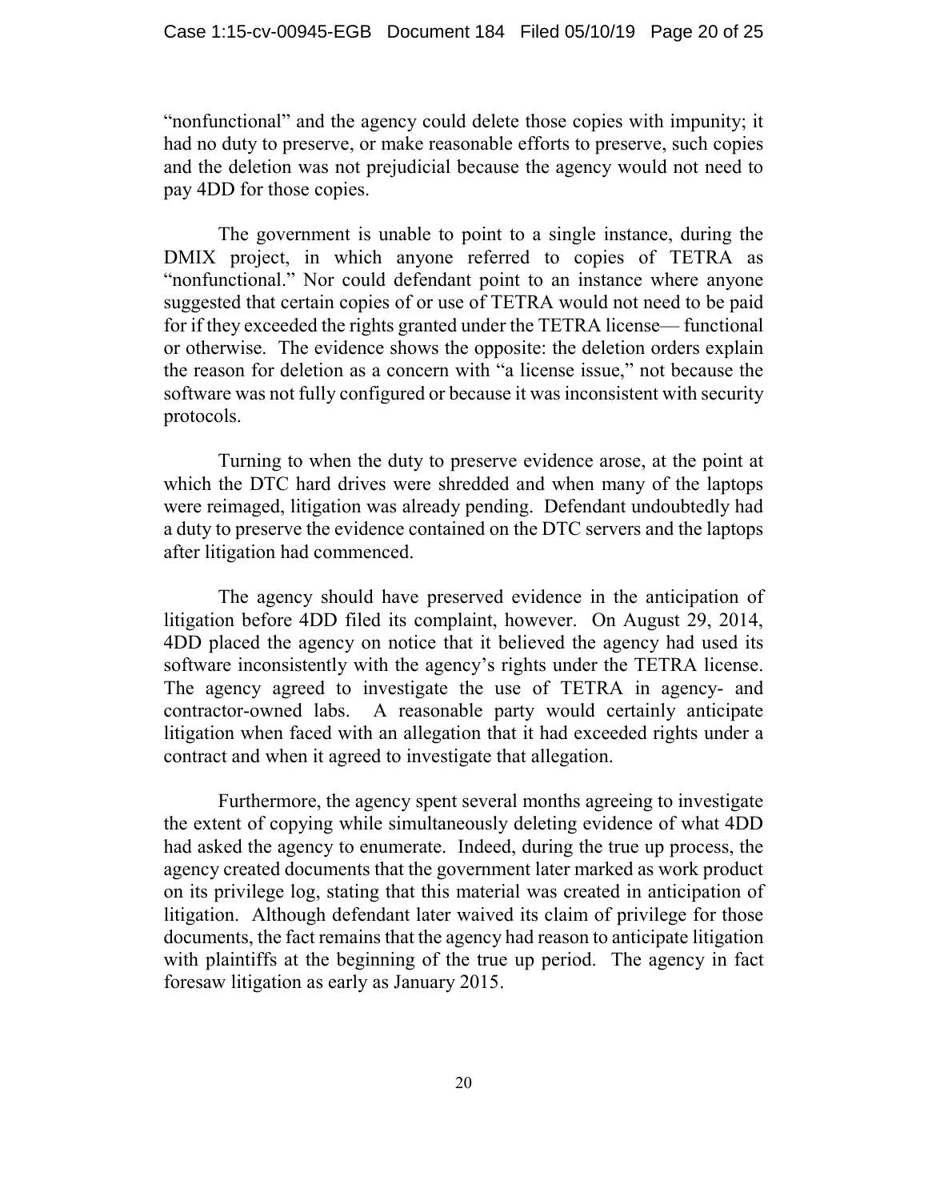"nonfunctional" and the agency could delete those copies with impunity; it had no duty to preserve, or make reasonable efforts to preserve, such copies and the deletion was not prejudicial because the agency would not need to pay 4DD for those copies.

The government is unable to point to a single instance, during the DMIX project, in which anyone referred to copies of TETRA as "nonfunctional." Nor could defendant point to an instance where anyone suggested that certain copies of or use of TETRA would not need to be paid for if they exceeded the rights granted under the TETRA license— functional or otherwise. The evidence shows the opposite: the deletion orders explain the reason for deletion as a concern with "a license issue," not because the software was not fully configured or because it was inconsistent with security protocols.

Turning to when the duty to preserve evidence arose, at the point at which the DTC hard drives were shredded and when many of the laptops were reimaged, litigation was already pending. Defendant undoubtedly had a duty to preserve the evidence contained on the DTC servers and the laptops after litigation had commenced.

The agency should have preserved evidence in the anticipation of litigation before 4DD filed its complaint, however. On August 29, 2014, 4DD placed the agency on notice that it believed the agency had used its software inconsistently with the agency's rights under the TETRA license. The agency agreed to investigate the use of TETRA in agency- and contractor-owned labs. A reasonable party would certainly anticipate litigation when faced with an allegation that it had exceeded rights under a contract and when it agreed to investigate that allegation.

Furthermore, the agency spent several months agreeing to investigate the extent of copying while simultaneously deleting evidence of what 4DD had asked the agency to enumerate. Indeed, during the true up process, the agency created documents that the government later marked as work product on its privilege log, stating that this material was created in anticipation of litigation. Although defendant later waived its claim of privilege for those documents, the fact remains that the agency had reason to anticipate litigation with plaintiffs at the beginning of the true up period. The agency in fact foresaw litigation as early as January 2015.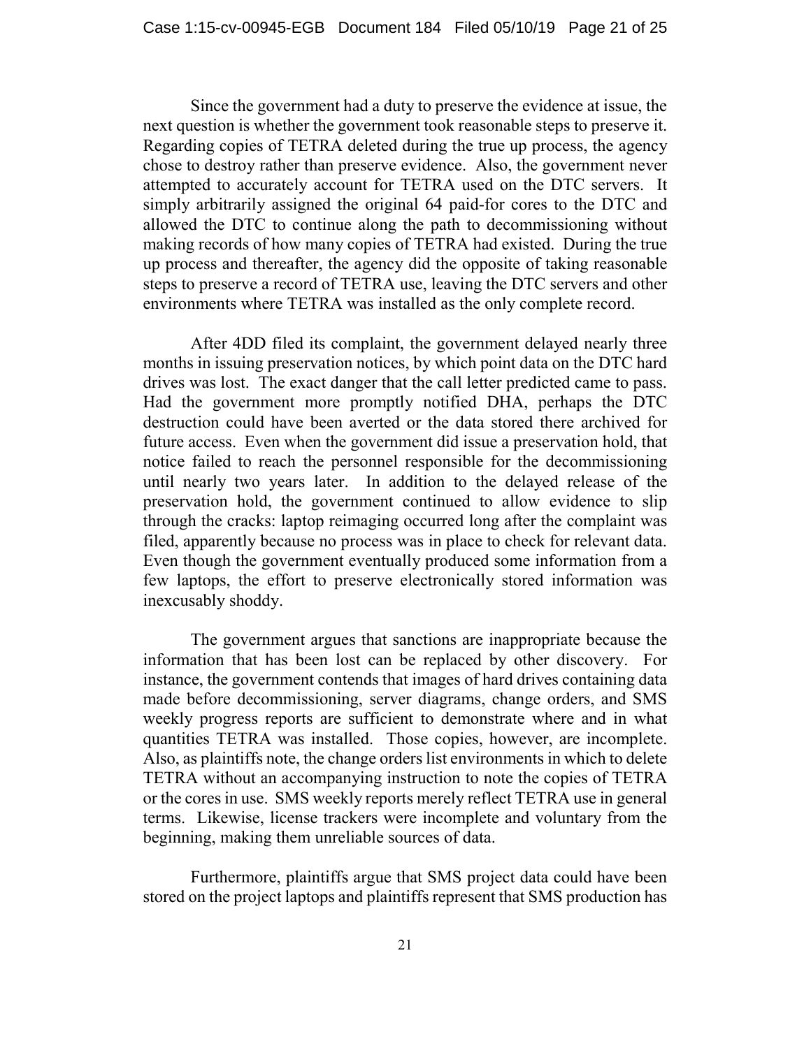Since the government had a duty to preserve the evidence at issue, the next question is whether the government took reasonable steps to preserve it. Regarding copies of TETRA deleted during the true up process, the agency chose to destroy rather than preserve evidence. Also, the government never attempted to accurately account for TETRA used on the DTC servers. It simply arbitrarily assigned the original 64 paid-for cores to the DTC and allowed the DTC to continue along the path to decommissioning without making records of how many copies of TETRA had existed. During the true up process and thereafter, the agency did the opposite of taking reasonable steps to preserve a record of TETRA use, leaving the DTC servers and other environments where TETRA was installed as the only complete record.

After 4DD filed its complaint, the government delayed nearly three months in issuing preservation notices, by which point data on the DTC hard drives was lost. The exact danger that the call letter predicted came to pass. Had the government more promptly notified DHA, perhaps the DTC destruction could have been averted or the data stored there archived for future access. Even when the government did issue a preservation hold, that notice failed to reach the personnel responsible for the decommissioning until nearly two years later. In addition to the delayed release of the preservation hold, the government continued to allow evidence to slip through the cracks: laptop reimaging occurred long after the complaint was filed, apparently because no process was in place to check for relevant data. Even though the government eventually produced some information from a few laptops, the effort to preserve electronically stored information was inexcusably shoddy.

The government argues that sanctions are inappropriate because the information that has been lost can be replaced by other discovery. For instance, the government contends that images of hard drives containing data made before decommissioning, server diagrams, change orders, and SMS weekly progress reports are sufficient to demonstrate where and in what quantities TETRA was installed. Those copies, however, are incomplete. Also, as plaintiffs note, the change orders list environments in which to delete TETRA without an accompanying instruction to note the copies of TETRA or the cores in use. SMS weekly reports merely reflect TETRA use in general terms. Likewise, license trackers were incomplete and voluntary from the beginning, making them unreliable sources of data.

Furthermore, plaintiffs argue that SMS project data could have been stored on the project laptops and plaintiffs represent that SMS production has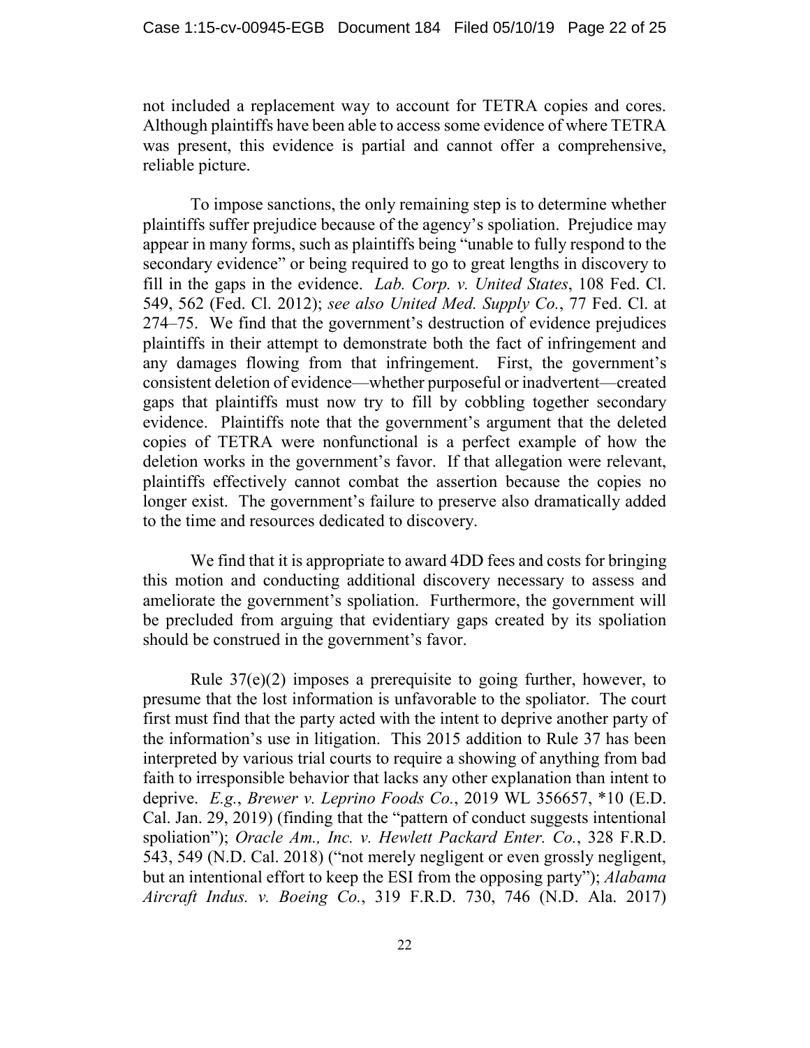not included a replacement way to account for TETRA copies and cores. Although plaintiffs have been able to access some evidence of where TETRA was present, this evidence is partial and cannot offer a comprehensive, reliable picture.

To impose sanctions, the only remaining step is to determine whether plaintiffs suffer prejudice because of the agency's spoliation. Prejudice may appear in many forms, such as plaintiffs being "unable to fully respond to the secondary evidence" or being required to go to great lengths in discovery to fill in the gaps in the evidence. *Lab. Corp. v. United States*, 108 Fed. Cl. 549, 562 (Fed. Cl. 2012); *see also United Med. Supply Co.*, 77 Fed. Cl. at 274–75. We find that the government's destruction of evidence prejudices plaintiffs in their attempt to demonstrate both the fact of infringement and any damages flowing from that infringement. First, the government's consistent deletion of evidence—whether purposeful or inadvertent—created gaps that plaintiffs must now try to fill by cobbling together secondary evidence. Plaintiffs note that the government's argument that the deleted copies of TETRA were nonfunctional is a perfect example of how the deletion works in the government's favor. If that allegation were relevant, plaintiffs effectively cannot combat the assertion because the copies no longer exist. The government's failure to preserve also dramatically added to the time and resources dedicated to discovery.

We find that it is appropriate to award 4DD fees and costs for bringing this motion and conducting additional discovery necessary to assess and ameliorate the government's spoliation. Furthermore, the government will be precluded from arguing that evidentiary gaps created by its spoliation should be construed in the government's favor.

Rule 37(e)(2) imposes a prerequisite to going further, however, to presume that the lost information is unfavorable to the spoliator. The court first must find that the party acted with the intent to deprive another party of the information's use in litigation. This 2015 addition to Rule 37 has been interpreted by various trial courts to require a showing of anything from bad faith to irresponsible behavior that lacks any other explanation than intent to deprive. *E.g.*, *Brewer v. Leprino Foods Co.*, 2019 WL 356657, *10 (E.D. Cal. Jan. 29, 2019) (finding that the "pattern of conduct suggests intentional spoliation"); *Oracle Am., Inc. v. Hewlett Packard Enter. Co.*, 328 F.R.D. 543, 549 (N.D. Cal. 2018) ("not merely negligent or even grossly negligent, but an intentional effort to keep the ESI from the opposing party"); *Alabama Aircraft Indus. v. Boeing Co.*, 319 F.R.D. 730, 746 (N.D. Ala. 2017)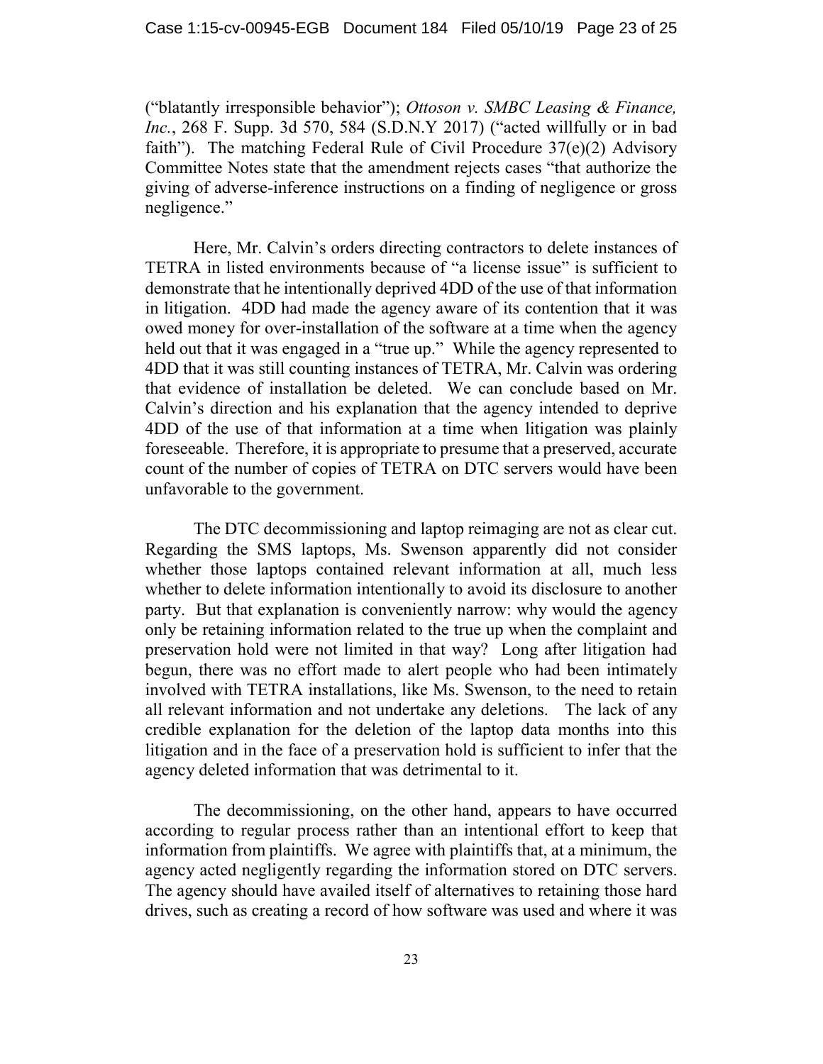("blatantly irresponsible behavior"); *Ottoson v. SMBC Leasing & Finance, Inc.*, 268 F. Supp. 3d 570, 584 (S.D.N.Y 2017) ("acted willfully or in bad faith"). The matching Federal Rule of Civil Procedure 37(e)(2) Advisory Committee Notes state that the amendment rejects cases "that authorize the giving of adverse-inference instructions on a finding of negligence or gross negligence."

Here, Mr. Calvin's orders directing contractors to delete instances of TETRA in listed environments because of "a license issue" is sufficient to demonstrate that he intentionally deprived 4DD of the use of that information in litigation. 4DD had made the agency aware of its contention that it was owed money for over-installation of the software at a time when the agency held out that it was engaged in a "true up." While the agency represented to 4DD that it was still counting instances of TETRA, Mr. Calvin was ordering that evidence of installation be deleted. We can conclude based on Mr. Calvin's direction and his explanation that the agency intended to deprive 4DD of the use of that information at a time when litigation was plainly foreseeable. Therefore, it is appropriate to presume that a preserved, accurate count of the number of copies of TETRA on DTC servers would have been unfavorable to the government.

The DTC decommissioning and laptop reimaging are not as clear cut. Regarding the SMS laptops, Ms. Swenson apparently did not consider whether those laptops contained relevant information at all, much less whether to delete information intentionally to avoid its disclosure to another party. But that explanation is conveniently narrow: why would the agency only be retaining information related to the true up when the complaint and preservation hold were not limited in that way? Long after litigation had begun, there was no effort made to alert people who had been intimately involved with TETRA installations, like Ms. Swenson, to the need to retain all relevant information and not undertake any deletions. The lack of any credible explanation for the deletion of the laptop data months into this litigation and in the face of a preservation hold is sufficient to infer that the agency deleted information that was detrimental to it.

The decommissioning, on the other hand, appears to have occurred according to regular process rather than an intentional effort to keep that information from plaintiffs. We agree with plaintiffs that, at a minimum, the agency acted negligently regarding the information stored on DTC servers. The agency should have availed itself of alternatives to retaining those hard drives, such as creating a record of how software was used and where it was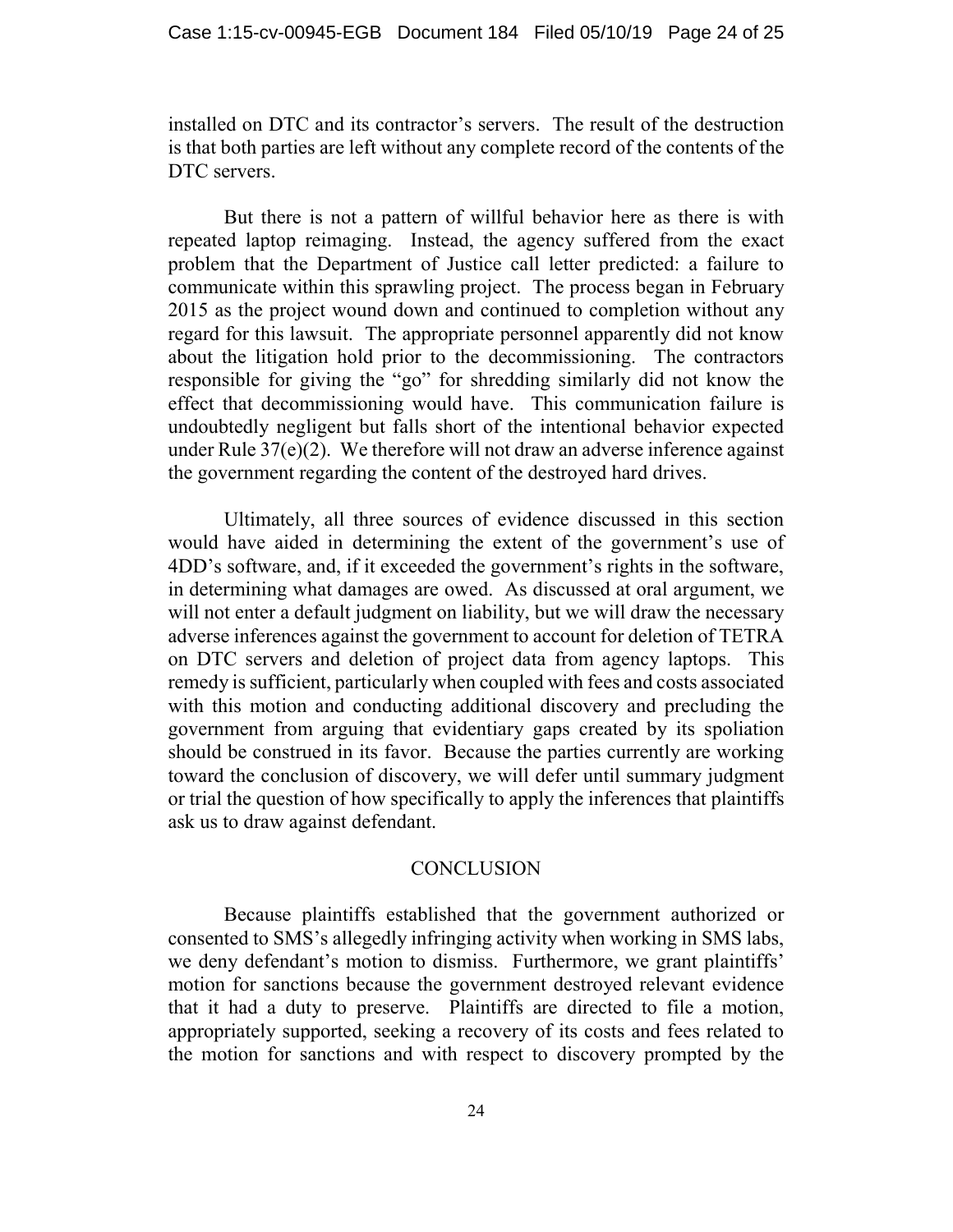installed on DTC and its contractor's servers. The result of the destruction is that both parties are left without any complete record of the contents of the DTC servers.

But there is not a pattern of willful behavior here as there is with repeated laptop reimaging. Instead, the agency suffered from the exact problem that the Department of Justice call letter predicted: a failure to communicate within this sprawling project. The process began in February 2015 as the project wound down and continued to completion without any regard for this lawsuit. The appropriate personnel apparently did not know about the litigation hold prior to the decommissioning. The contractors responsible for giving the "go" for shredding similarly did not know the effect that decommissioning would have. This communication failure is undoubtedly negligent but falls short of the intentional behavior expected under Rule 37(e)(2). We therefore will not draw an adverse inference against the government regarding the content of the destroyed hard drives.

Ultimately, all three sources of evidence discussed in this section would have aided in determining the extent of the government's use of 4DD's software, and, if it exceeded the government's rights in the software, in determining what damages are owed. As discussed at oral argument, we will not enter a default judgment on liability, but we will draw the necessary adverse inferences against the government to account for deletion of TETRA on DTC servers and deletion of project data from agency laptops. This remedy is sufficient, particularly when coupled with fees and costs associated with this motion and conducting additional discovery and precluding the government from arguing that evidentiary gaps created by its spoliation should be construed in its favor. Because the parties currently are working toward the conclusion of discovery, we will defer until summary judgment or trial the question of how specifically to apply the inferences that plaintiffs ask us to draw against defendant.

## CONCLUSION

Because plaintiffs established that the government authorized or consented to SMS's allegedly infringing activity when working in SMS labs, we deny defendant's motion to dismiss. Furthermore, we grant plaintiffs' motion for sanctions because the government destroyed relevant evidence that it had a duty to preserve. Plaintiffs are directed to file a motion, appropriately supported, seeking a recovery of its costs and fees related to the motion for sanctions and with respect to discovery prompted by the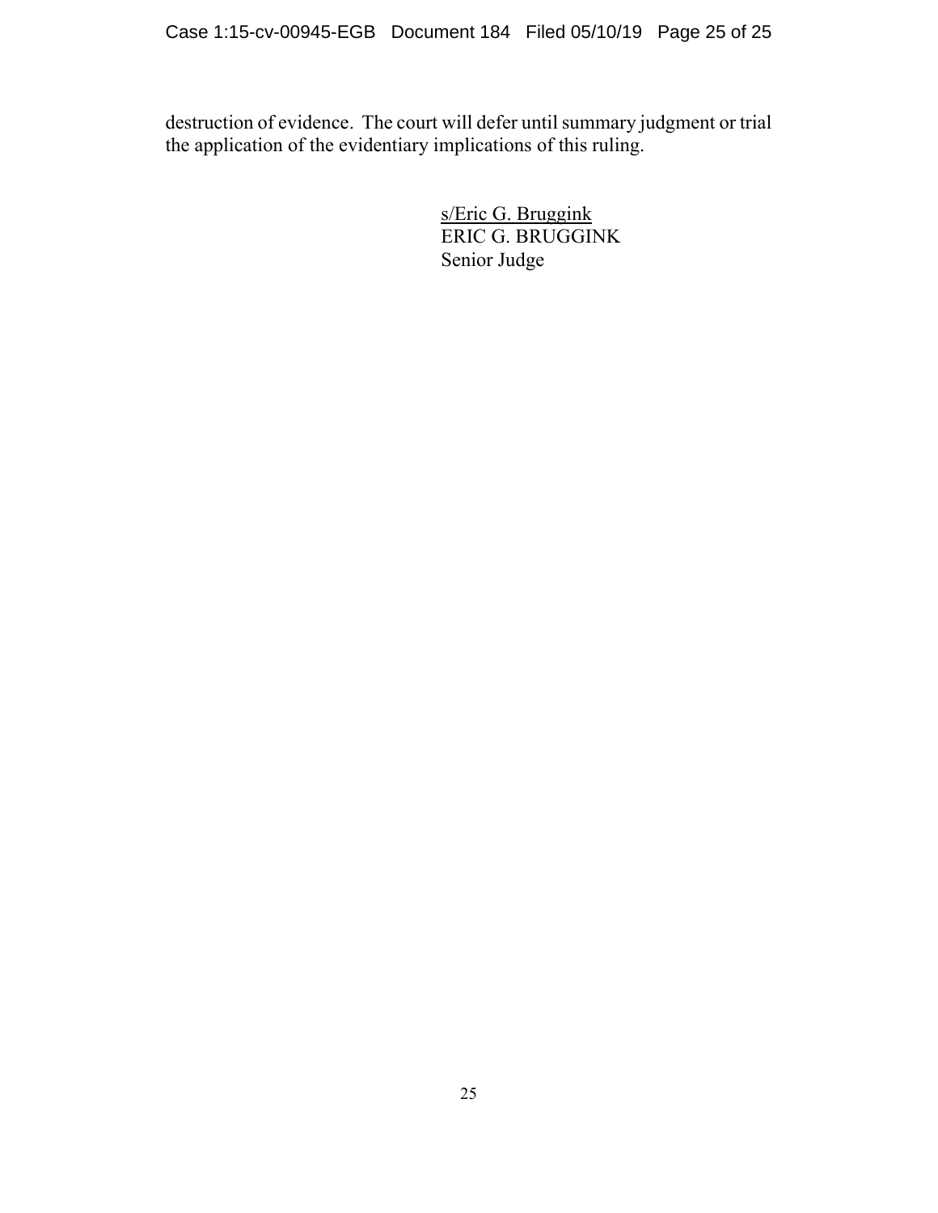destruction of evidence. The court will defer until summary judgment or trial the application of the evidentiary implications of this ruling.

s/Eric G. Bruggink
ERIC G. BRUGGINK
Senior Judge